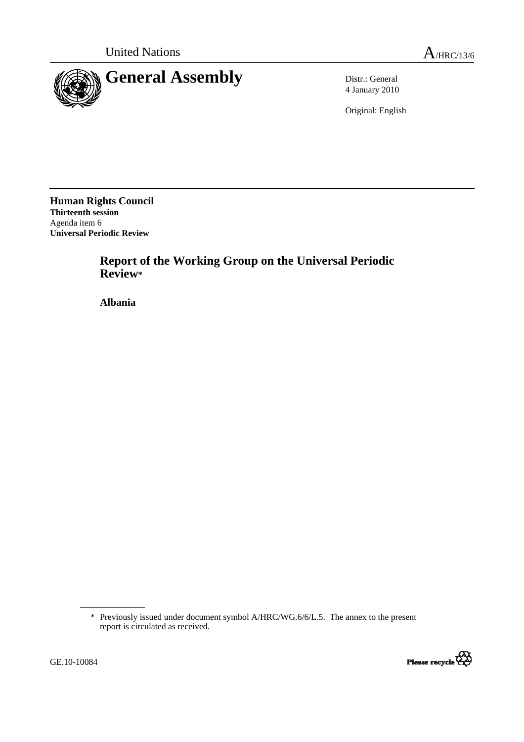United Nations A/HRC/13/6

# General Assembly

Distr.: General
4 January 2010

Original: English

**Human Rights Council**
**Thirteenth session**
Agenda item 6
**Universal Periodic Review**

## Report of the Working Group on the Universal Periodic Review*

**Albania**

---

\* Previously issued under document symbol A/HRC/WG.6/6/L.5. The annex to the present report is circulated as received.

GE.10-10084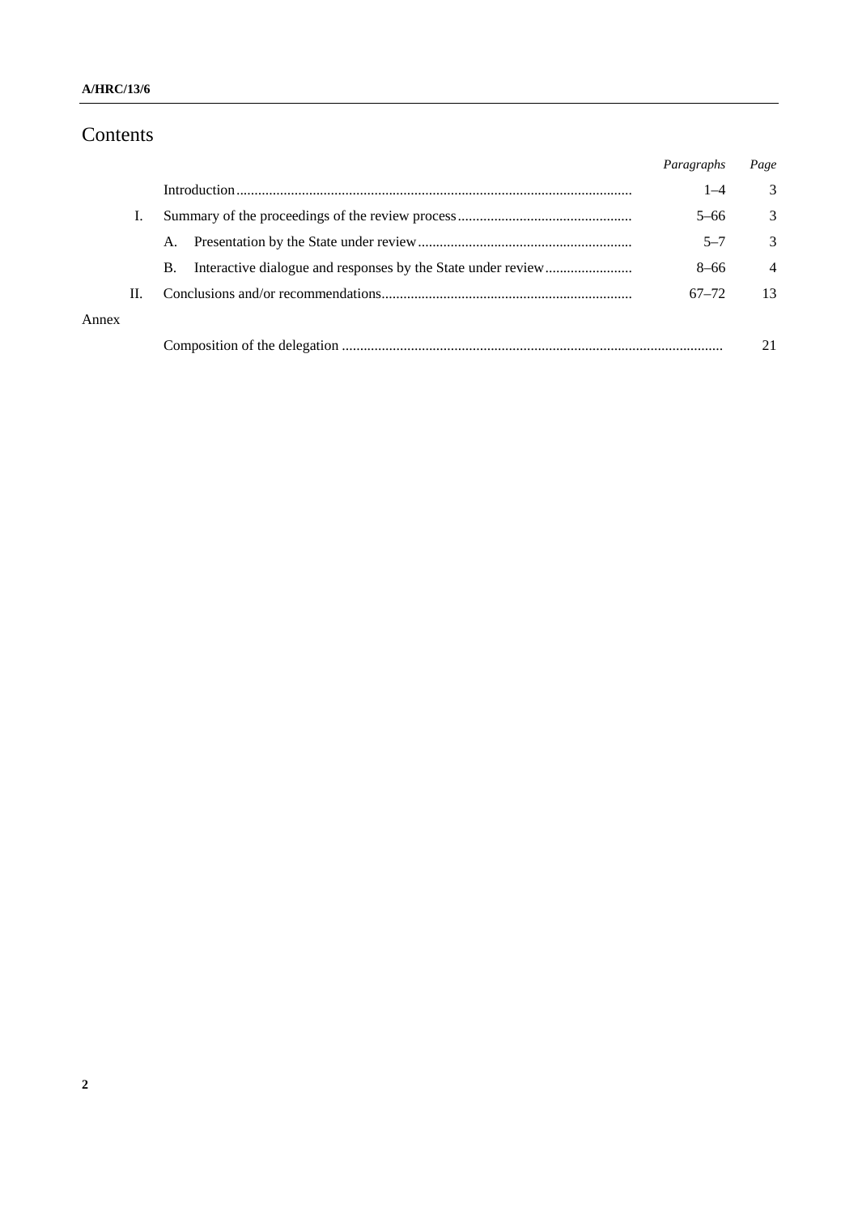# Contents

| | | Paragraphs | Page |
|---|---|---|---|
| | Introduction | 1–4 | 3 |
| I. | Summary of the proceedings of the review process | 5–66 | 3 |
| | A. Presentation by the State under review | 5–7 | 3 |
| | B. Interactive dialogue and responses by the State under review | 8–66 | 4 |
| II. | Conclusions and/or recommendations | 67–72 | 13 |
| Annex | | | |
| | Composition of the delegation | | 21 |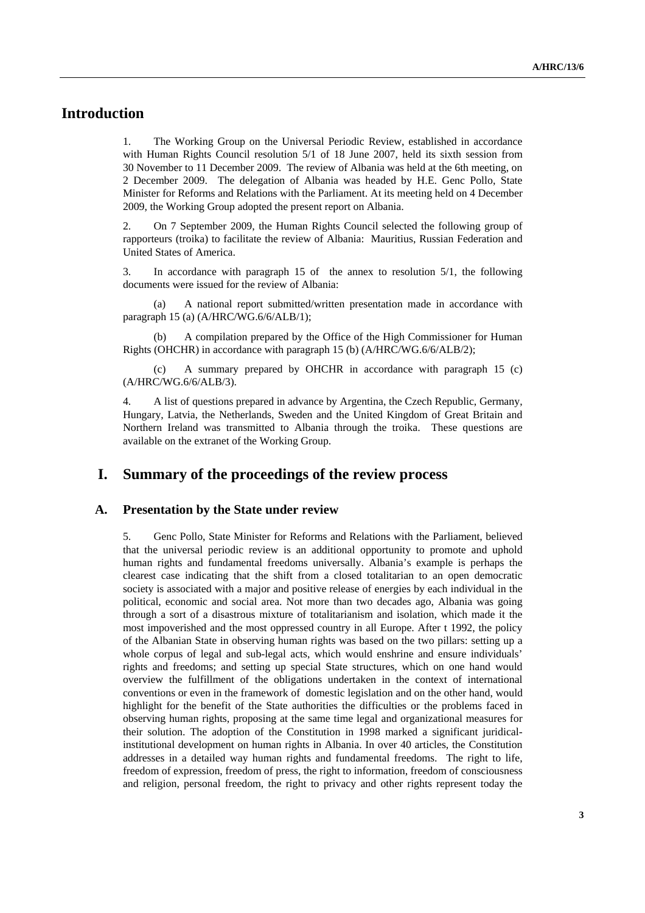## Introduction

1. The Working Group on the Universal Periodic Review, established in accordance with Human Rights Council resolution 5/1 of 18 June 2007, held its sixth session from 30 November to 11 December 2009. The review of Albania was held at the 6th meeting, on 2 December 2009. The delegation of Albania was headed by H.E. Genc Pollo, State Minister for Reforms and Relations with the Parliament. At its meeting held on 4 December 2009, the Working Group adopted the present report on Albania.

2. On 7 September 2009, the Human Rights Council selected the following group of rapporteurs (troika) to facilitate the review of Albania: Mauritius, Russian Federation and United States of America.

3. In accordance with paragraph 15 of the annex to resolution 5/1, the following documents were issued for the review of Albania:

(a) A national report submitted/written presentation made in accordance with paragraph 15 (a) (A/HRC/WG.6/6/ALB/1);

(b) A compilation prepared by the Office of the High Commissioner for Human Rights (OHCHR) in accordance with paragraph 15 (b) (A/HRC/WG.6/6/ALB/2);

(c) A summary prepared by OHCHR in accordance with paragraph 15 (c) (A/HRC/WG.6/6/ALB/3).

4. A list of questions prepared in advance by Argentina, the Czech Republic, Germany, Hungary, Latvia, the Netherlands, Sweden and the United Kingdom of Great Britain and Northern Ireland was transmitted to Albania through the troika. These questions are available on the extranet of the Working Group.

## I. Summary of the proceedings of the review process

### A. Presentation by the State under review

5. Genc Pollo, State Minister for Reforms and Relations with the Parliament, believed that the universal periodic review is an additional opportunity to promote and uphold human rights and fundamental freedoms universally. Albania's example is perhaps the clearest case indicating that the shift from a closed totalitarian to an open democratic society is associated with a major and positive release of energies by each individual in the political, economic and social area. Not more than two decades ago, Albania was going through a sort of a disastrous mixture of totalitarianism and isolation, which made it the most impoverished and the most oppressed country in all Europe. After t 1992, the policy of the Albanian State in observing human rights was based on the two pillars: setting up a whole corpus of legal and sub-legal acts, which would enshrine and ensure individuals' rights and freedoms; and setting up special State structures, which on one hand would overview the fulfillment of the obligations undertaken in the context of international conventions or even in the framework of domestic legislation and on the other hand, would highlight for the benefit of the State authorities the difficulties or the problems faced in observing human rights, proposing at the same time legal and organizational measures for their solution. The adoption of the Constitution in 1998 marked a significant juridical-institutional development on human rights in Albania. In over 40 articles, the Constitution addresses in a detailed way human rights and fundamental freedoms. The right to life, freedom of expression, freedom of press, the right to information, freedom of consciousness and religion, personal freedom, the right to privacy and other rights represent today the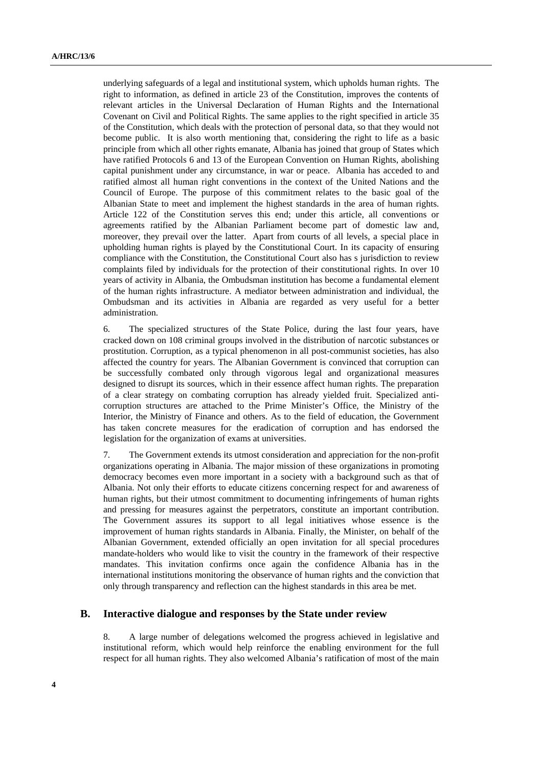underlying safeguards of a legal and institutional system, which upholds human rights. The right to information, as defined in article 23 of the Constitution, improves the contents of relevant articles in the Universal Declaration of Human Rights and the International Covenant on Civil and Political Rights. The same applies to the right specified in article 35 of the Constitution, which deals with the protection of personal data, so that they would not become public. It is also worth mentioning that, considering the right to life as a basic principle from which all other rights emanate, Albania has joined that group of States which have ratified Protocols 6 and 13 of the European Convention on Human Rights, abolishing capital punishment under any circumstance, in war or peace. Albania has acceded to and ratified almost all human right conventions in the context of the United Nations and the Council of Europe. The purpose of this commitment relates to the basic goal of the Albanian State to meet and implement the highest standards in the area of human rights. Article 122 of the Constitution serves this end; under this article, all conventions or agreements ratified by the Albanian Parliament become part of domestic law and, moreover, they prevail over the latter. Apart from courts of all levels, a special place in upholding human rights is played by the Constitutional Court. In its capacity of ensuring compliance with the Constitution, the Constitutional Court also has s jurisdiction to review complaints filed by individuals for the protection of their constitutional rights. In over 10 years of activity in Albania, the Ombudsman institution has become a fundamental element of the human rights infrastructure. A mediator between administration and individual, the Ombudsman and its activities in Albania are regarded as very useful for a better administration.

6. The specialized structures of the State Police, during the last four years, have cracked down on 108 criminal groups involved in the distribution of narcotic substances or prostitution. Corruption, as a typical phenomenon in all post-communist societies, has also affected the country for years. The Albanian Government is convinced that corruption can be successfully combated only through vigorous legal and organizational measures designed to disrupt its sources, which in their essence affect human rights. The preparation of a clear strategy on combating corruption has already yielded fruit. Specialized anti-corruption structures are attached to the Prime Minister's Office, the Ministry of the Interior, the Ministry of Finance and others. As to the field of education, the Government has taken concrete measures for the eradication of corruption and has endorsed the legislation for the organization of exams at universities.

7. The Government extends its utmost consideration and appreciation for the non-profit organizations operating in Albania. The major mission of these organizations in promoting democracy becomes even more important in a society with a background such as that of Albania. Not only their efforts to educate citizens concerning respect for and awareness of human rights, but their utmost commitment to documenting infringements of human rights and pressing for measures against the perpetrators, constitute an important contribution. The Government assures its support to all legal initiatives whose essence is the improvement of human rights standards in Albania. Finally, the Minister, on behalf of the Albanian Government, extended officially an open invitation for all special procedures mandate-holders who would like to visit the country in the framework of their respective mandates. This invitation confirms once again the confidence Albania has in the international institutions monitoring the observance of human rights and the conviction that only through transparency and reflection can the highest standards in this area be met.

## B. Interactive dialogue and responses by the State under review

8. A large number of delegations welcomed the progress achieved in legislative and institutional reform, which would help reinforce the enabling environment for the full respect for all human rights. They also welcomed Albania's ratification of most of the main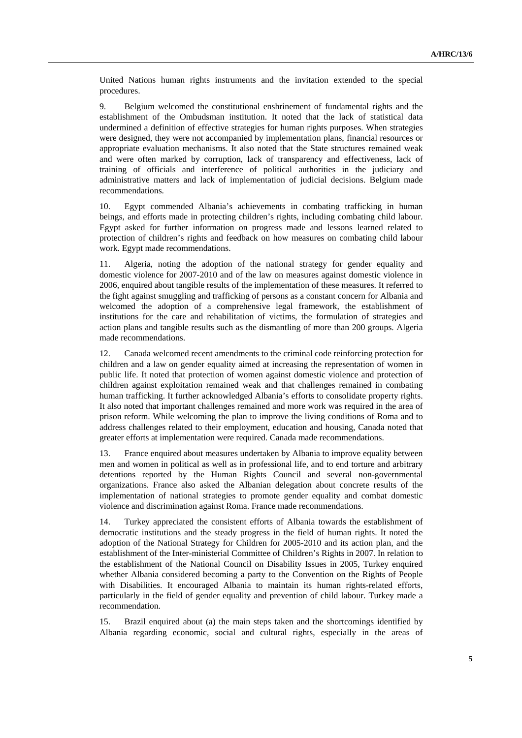United Nations human rights instruments and the invitation extended to the special procedures.

9. Belgium welcomed the constitutional enshrinement of fundamental rights and the establishment of the Ombudsman institution. It noted that the lack of statistical data undermined a definition of effective strategies for human rights purposes. When strategies were designed, they were not accompanied by implementation plans, financial resources or appropriate evaluation mechanisms. It also noted that the State structures remained weak and were often marked by corruption, lack of transparency and effectiveness, lack of training of officials and interference of political authorities in the judiciary and administrative matters and lack of implementation of judicial decisions. Belgium made recommendations.

10. Egypt commended Albania's achievements in combating trafficking in human beings, and efforts made in protecting children's rights, including combating child labour. Egypt asked for further information on progress made and lessons learned related to protection of children's rights and feedback on how measures on combating child labour work. Egypt made recommendations.

11. Algeria, noting the adoption of the national strategy for gender equality and domestic violence for 2007-2010 and of the law on measures against domestic violence in 2006, enquired about tangible results of the implementation of these measures. It referred to the fight against smuggling and trafficking of persons as a constant concern for Albania and welcomed the adoption of a comprehensive legal framework, the establishment of institutions for the care and rehabilitation of victims, the formulation of strategies and action plans and tangible results such as the dismantling of more than 200 groups. Algeria made recommendations.

12. Canada welcomed recent amendments to the criminal code reinforcing protection for children and a law on gender equality aimed at increasing the representation of women in public life. It noted that protection of women against domestic violence and protection of children against exploitation remained weak and that challenges remained in combating human trafficking. It further acknowledged Albania's efforts to consolidate property rights. It also noted that important challenges remained and more work was required in the area of prison reform. While welcoming the plan to improve the living conditions of Roma and to address challenges related to their employment, education and housing, Canada noted that greater efforts at implementation were required. Canada made recommendations.

13. France enquired about measures undertaken by Albania to improve equality between men and women in political as well as in professional life, and to end torture and arbitrary detentions reported by the Human Rights Council and several non-governmental organizations. France also asked the Albanian delegation about concrete results of the implementation of national strategies to promote gender equality and combat domestic violence and discrimination against Roma. France made recommendations.

14. Turkey appreciated the consistent efforts of Albania towards the establishment of democratic institutions and the steady progress in the field of human rights. It noted the adoption of the National Strategy for Children for 2005-2010 and its action plan, and the establishment of the Inter-ministerial Committee of Children's Rights in 2007. In relation to the establishment of the National Council on Disability Issues in 2005, Turkey enquired whether Albania considered becoming a party to the Convention on the Rights of People with Disabilities. It encouraged Albania to maintain its human rights-related efforts, particularly in the field of gender equality and prevention of child labour. Turkey made a recommendation.

15. Brazil enquired about (a) the main steps taken and the shortcomings identified by Albania regarding economic, social and cultural rights, especially in the areas of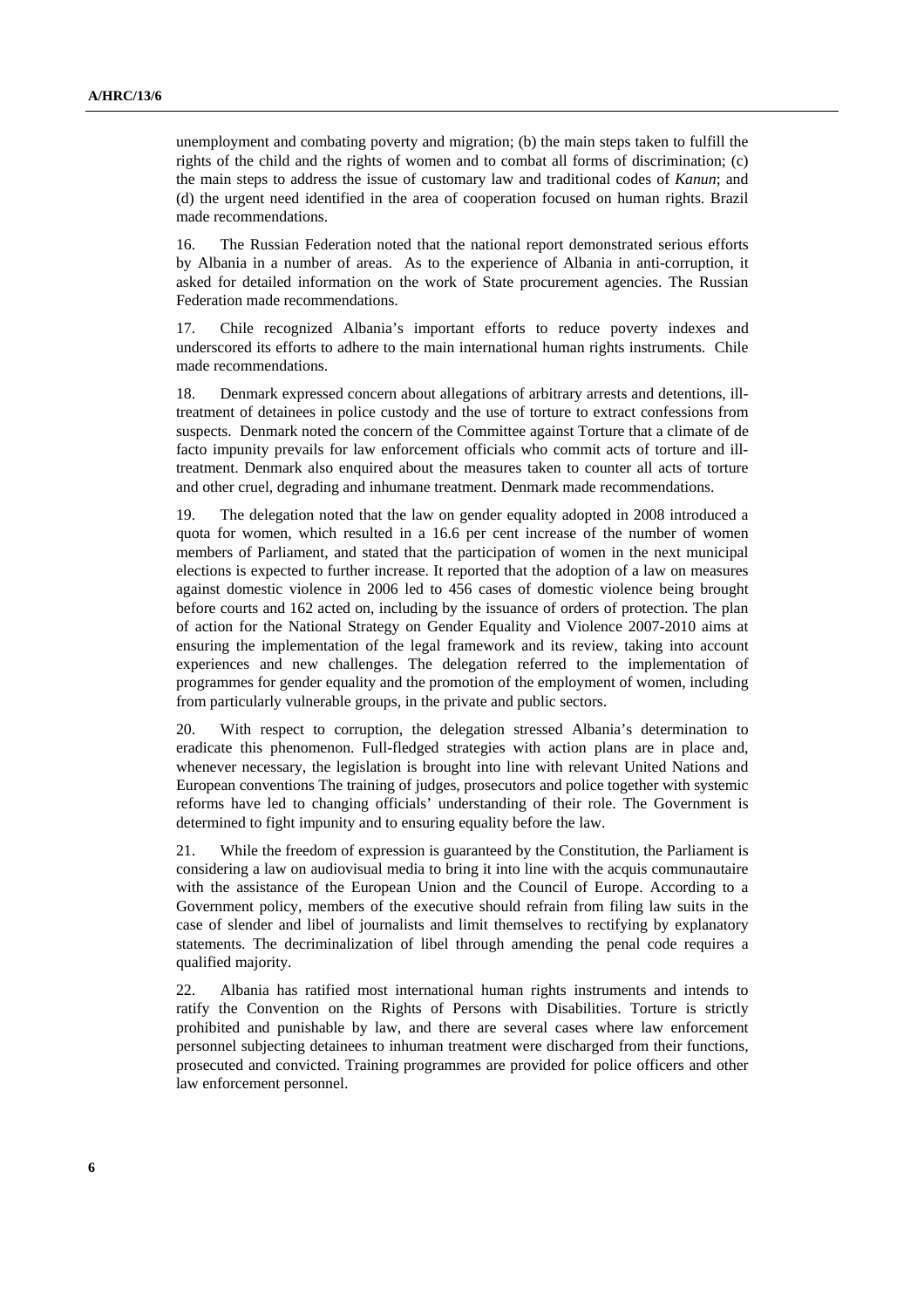unemployment and combating poverty and migration; (b) the main steps taken to fulfill the rights of the child and the rights of women and to combat all forms of discrimination; (c) the main steps to address the issue of customary law and traditional codes of *Kanun*; and (d) the urgent need identified in the area of cooperation focused on human rights. Brazil made recommendations.

16. The Russian Federation noted that the national report demonstrated serious efforts by Albania in a number of areas. As to the experience of Albania in anti-corruption, it asked for detailed information on the work of State procurement agencies. The Russian Federation made recommendations.

17. Chile recognized Albania's important efforts to reduce poverty indexes and underscored its efforts to adhere to the main international human rights instruments. Chile made recommendations.

18. Denmark expressed concern about allegations of arbitrary arrests and detentions, ill-treatment of detainees in police custody and the use of torture to extract confessions from suspects. Denmark noted the concern of the Committee against Torture that a climate of de facto impunity prevails for law enforcement officials who commit acts of torture and ill-treatment. Denmark also enquired about the measures taken to counter all acts of torture and other cruel, degrading and inhumane treatment. Denmark made recommendations.

19. The delegation noted that the law on gender equality adopted in 2008 introduced a quota for women, which resulted in a 16.6 per cent increase of the number of women members of Parliament, and stated that the participation of women in the next municipal elections is expected to further increase. It reported that the adoption of a law on measures against domestic violence in 2006 led to 456 cases of domestic violence being brought before courts and 162 acted on, including by the issuance of orders of protection. The plan of action for the National Strategy on Gender Equality and Violence 2007-2010 aims at ensuring the implementation of the legal framework and its review, taking into account experiences and new challenges. The delegation referred to the implementation of programmes for gender equality and the promotion of the employment of women, including from particularly vulnerable groups, in the private and public sectors.

20. With respect to corruption, the delegation stressed Albania's determination to eradicate this phenomenon. Full-fledged strategies with action plans are in place and, whenever necessary, the legislation is brought into line with relevant United Nations and European conventions The training of judges, prosecutors and police together with systemic reforms have led to changing officials' understanding of their role. The Government is determined to fight impunity and to ensuring equality before the law.

21. While the freedom of expression is guaranteed by the Constitution, the Parliament is considering a law on audiovisual media to bring it into line with the acquis communautaire with the assistance of the European Union and the Council of Europe. According to a Government policy, members of the executive should refrain from filing law suits in the case of slender and libel of journalists and limit themselves to rectifying by explanatory statements. The decriminalization of libel through amending the penal code requires a qualified majority.

22. Albania has ratified most international human rights instruments and intends to ratify the Convention on the Rights of Persons with Disabilities. Torture is strictly prohibited and punishable by law, and there are several cases where law enforcement personnel subjecting detainees to inhuman treatment were discharged from their functions, prosecuted and convicted. Training programmes are provided for police officers and other law enforcement personnel.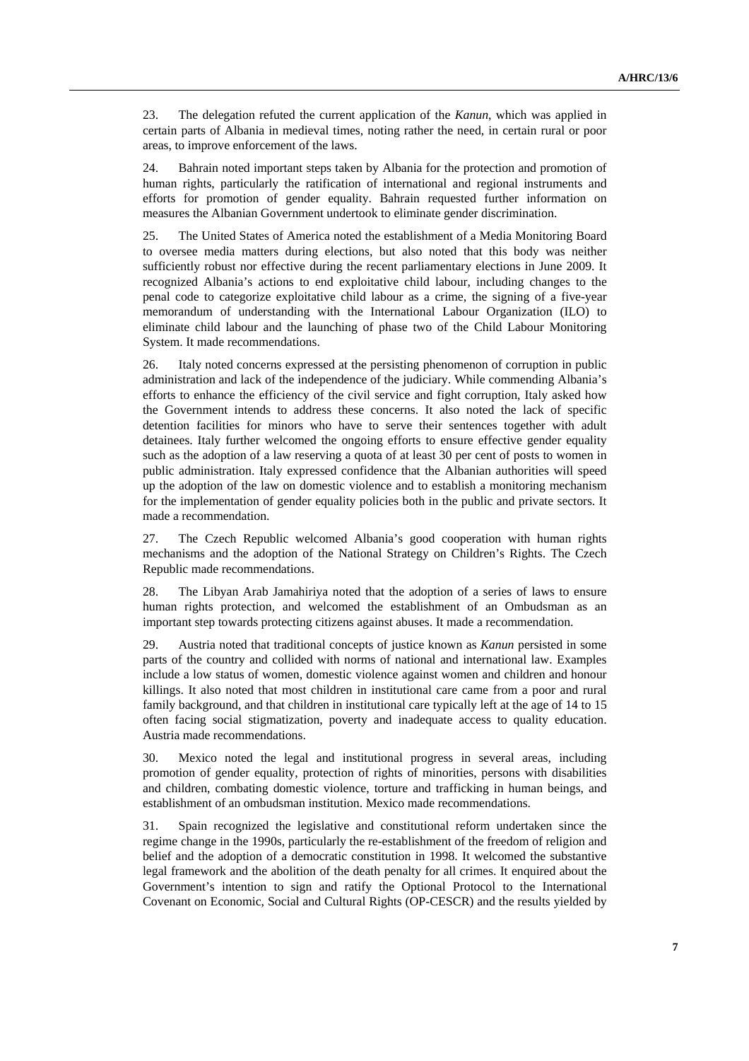23. The delegation refuted the current application of the *Kanun*, which was applied in certain parts of Albania in medieval times, noting rather the need, in certain rural or poor areas, to improve enforcement of the laws.

24. Bahrain noted important steps taken by Albania for the protection and promotion of human rights, particularly the ratification of international and regional instruments and efforts for promotion of gender equality. Bahrain requested further information on measures the Albanian Government undertook to eliminate gender discrimination.

25. The United States of America noted the establishment of a Media Monitoring Board to oversee media matters during elections, but also noted that this body was neither sufficiently robust nor effective during the recent parliamentary elections in June 2009. It recognized Albania's actions to end exploitative child labour, including changes to the penal code to categorize exploitative child labour as a crime, the signing of a five-year memorandum of understanding with the International Labour Organization (ILO) to eliminate child labour and the launching of phase two of the Child Labour Monitoring System. It made recommendations.

26. Italy noted concerns expressed at the persisting phenomenon of corruption in public administration and lack of the independence of the judiciary. While commending Albania's efforts to enhance the efficiency of the civil service and fight corruption, Italy asked how the Government intends to address these concerns. It also noted the lack of specific detention facilities for minors who have to serve their sentences together with adult detainees. Italy further welcomed the ongoing efforts to ensure effective gender equality such as the adoption of a law reserving a quota of at least 30 per cent of posts to women in public administration. Italy expressed confidence that the Albanian authorities will speed up the adoption of the law on domestic violence and to establish a monitoring mechanism for the implementation of gender equality policies both in the public and private sectors. It made a recommendation.

27. The Czech Republic welcomed Albania's good cooperation with human rights mechanisms and the adoption of the National Strategy on Children's Rights. The Czech Republic made recommendations.

28. The Libyan Arab Jamahiriya noted that the adoption of a series of laws to ensure human rights protection, and welcomed the establishment of an Ombudsman as an important step towards protecting citizens against abuses. It made a recommendation.

29. Austria noted that traditional concepts of justice known as *Kanun* persisted in some parts of the country and collided with norms of national and international law. Examples include a low status of women, domestic violence against women and children and honour killings. It also noted that most children in institutional care came from a poor and rural family background, and that children in institutional care typically left at the age of 14 to 15 often facing social stigmatization, poverty and inadequate access to quality education. Austria made recommendations.

30. Mexico noted the legal and institutional progress in several areas, including promotion of gender equality, protection of rights of minorities, persons with disabilities and children, combating domestic violence, torture and trafficking in human beings, and establishment of an ombudsman institution. Mexico made recommendations.

31. Spain recognized the legislative and constitutional reform undertaken since the regime change in the 1990s, particularly the re-establishment of the freedom of religion and belief and the adoption of a democratic constitution in 1998. It welcomed the substantive legal framework and the abolition of the death penalty for all crimes. It enquired about the Government's intention to sign and ratify the Optional Protocol to the International Covenant on Economic, Social and Cultural Rights (OP-CESCR) and the results yielded by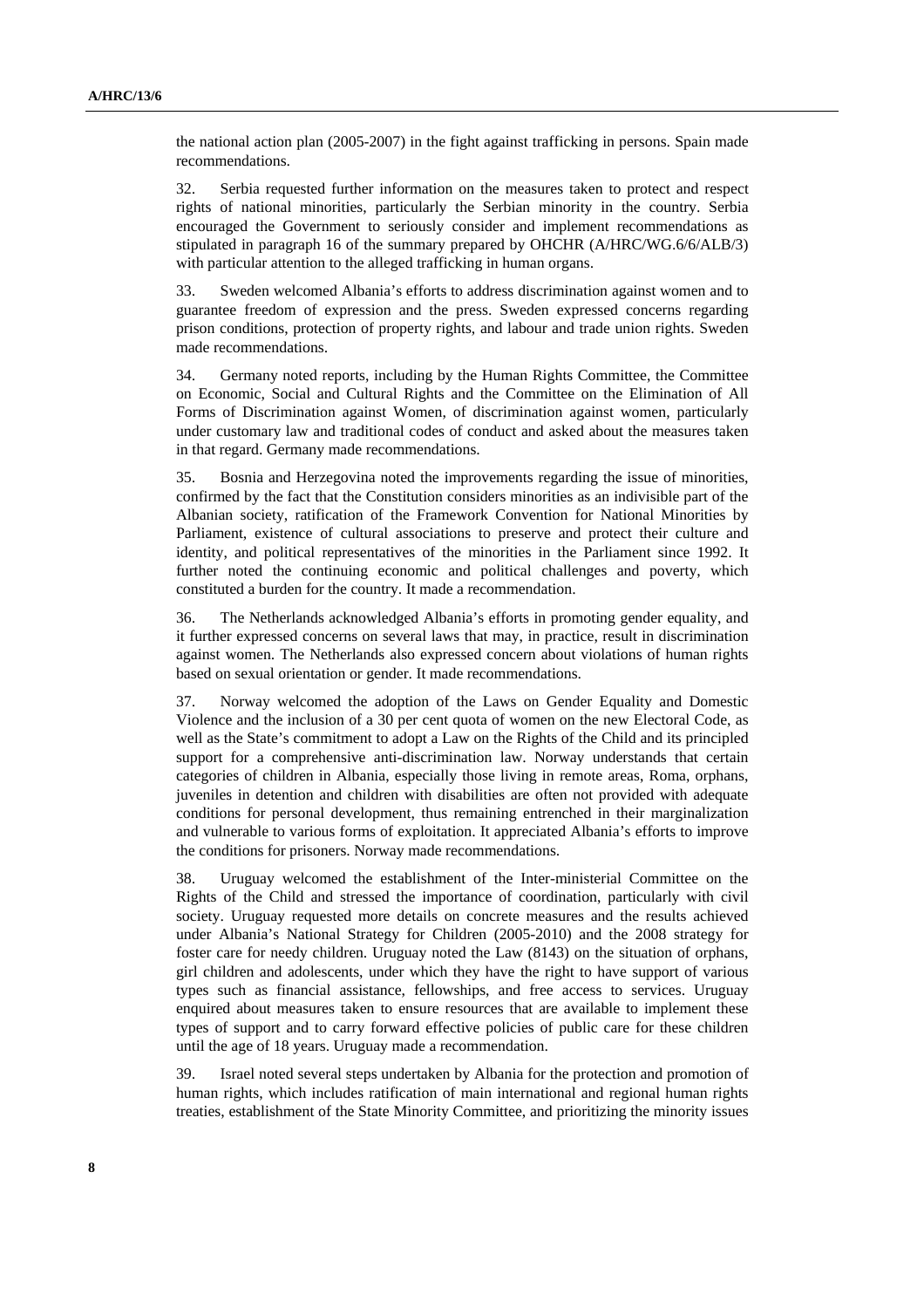the national action plan (2005-2007) in the fight against trafficking in persons. Spain made recommendations.

32. Serbia requested further information on the measures taken to protect and respect rights of national minorities, particularly the Serbian minority in the country. Serbia encouraged the Government to seriously consider and implement recommendations as stipulated in paragraph 16 of the summary prepared by OHCHR (A/HRC/WG.6/6/ALB/3) with particular attention to the alleged trafficking in human organs.

33. Sweden welcomed Albania's efforts to address discrimination against women and to guarantee freedom of expression and the press. Sweden expressed concerns regarding prison conditions, protection of property rights, and labour and trade union rights. Sweden made recommendations.

34. Germany noted reports, including by the Human Rights Committee, the Committee on Economic, Social and Cultural Rights and the Committee on the Elimination of All Forms of Discrimination against Women, of discrimination against women, particularly under customary law and traditional codes of conduct and asked about the measures taken in that regard. Germany made recommendations.

35. Bosnia and Herzegovina noted the improvements regarding the issue of minorities, confirmed by the fact that the Constitution considers minorities as an indivisible part of the Albanian society, ratification of the Framework Convention for National Minorities by Parliament, existence of cultural associations to preserve and protect their culture and identity, and political representatives of the minorities in the Parliament since 1992. It further noted the continuing economic and political challenges and poverty, which constituted a burden for the country. It made a recommendation.

36. The Netherlands acknowledged Albania's efforts in promoting gender equality, and it further expressed concerns on several laws that may, in practice, result in discrimination against women. The Netherlands also expressed concern about violations of human rights based on sexual orientation or gender. It made recommendations.

37. Norway welcomed the adoption of the Laws on Gender Equality and Domestic Violence and the inclusion of a 30 per cent quota of women on the new Electoral Code, as well as the State's commitment to adopt a Law on the Rights of the Child and its principled support for a comprehensive anti-discrimination law. Norway understands that certain categories of children in Albania, especially those living in remote areas, Roma, orphans, juveniles in detention and children with disabilities are often not provided with adequate conditions for personal development, thus remaining entrenched in their marginalization and vulnerable to various forms of exploitation. It appreciated Albania's efforts to improve the conditions for prisoners. Norway made recommendations.

38. Uruguay welcomed the establishment of the Inter-ministerial Committee on the Rights of the Child and stressed the importance of coordination, particularly with civil society. Uruguay requested more details on concrete measures and the results achieved under Albania's National Strategy for Children (2005-2010) and the 2008 strategy for foster care for needy children. Uruguay noted the Law (8143) on the situation of orphans, girl children and adolescents, under which they have the right to have support of various types such as financial assistance, fellowships, and free access to services. Uruguay enquired about measures taken to ensure resources that are available to implement these types of support and to carry forward effective policies of public care for these children until the age of 18 years. Uruguay made a recommendation.

39. Israel noted several steps undertaken by Albania for the protection and promotion of human rights, which includes ratification of main international and regional human rights treaties, establishment of the State Minority Committee, and prioritizing the minority issues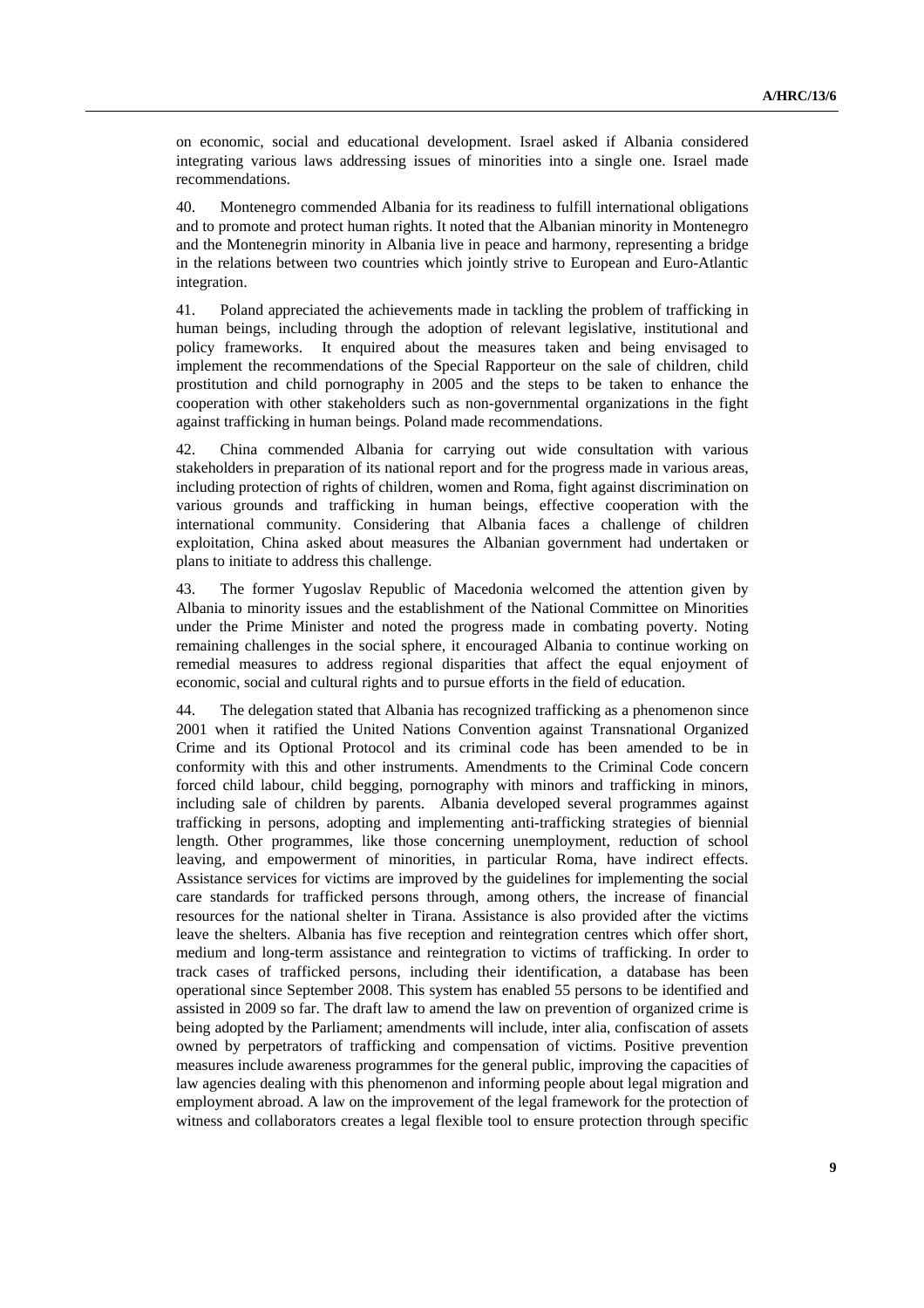on economic, social and educational development. Israel asked if Albania considered integrating various laws addressing issues of minorities into a single one. Israel made recommendations.

40. Montenegro commended Albania for its readiness to fulfill international obligations and to promote and protect human rights. It noted that the Albanian minority in Montenegro and the Montenegrin minority in Albania live in peace and harmony, representing a bridge in the relations between two countries which jointly strive to European and Euro-Atlantic integration.

41. Poland appreciated the achievements made in tackling the problem of trafficking in human beings, including through the adoption of relevant legislative, institutional and policy frameworks. It enquired about the measures taken and being envisaged to implement the recommendations of the Special Rapporteur on the sale of children, child prostitution and child pornography in 2005 and the steps to be taken to enhance the cooperation with other stakeholders such as non-governmental organizations in the fight against trafficking in human beings. Poland made recommendations.

42. China commended Albania for carrying out wide consultation with various stakeholders in preparation of its national report and for the progress made in various areas, including protection of rights of children, women and Roma, fight against discrimination on various grounds and trafficking in human beings, effective cooperation with the international community. Considering that Albania faces a challenge of children exploitation, China asked about measures the Albanian government had undertaken or plans to initiate to address this challenge.

43. The former Yugoslav Republic of Macedonia welcomed the attention given by Albania to minority issues and the establishment of the National Committee on Minorities under the Prime Minister and noted the progress made in combating poverty. Noting remaining challenges in the social sphere, it encouraged Albania to continue working on remedial measures to address regional disparities that affect the equal enjoyment of economic, social and cultural rights and to pursue efforts in the field of education.

44. The delegation stated that Albania has recognized trafficking as a phenomenon since 2001 when it ratified the United Nations Convention against Transnational Organized Crime and its Optional Protocol and its criminal code has been amended to be in conformity with this and other instruments. Amendments to the Criminal Code concern forced child labour, child begging, pornography with minors and trafficking in minors, including sale of children by parents. Albania developed several programmes against trafficking in persons, adopting and implementing anti-trafficking strategies of biennial length. Other programmes, like those concerning unemployment, reduction of school leaving, and empowerment of minorities, in particular Roma, have indirect effects. Assistance services for victims are improved by the guidelines for implementing the social care standards for trafficked persons through, among others, the increase of financial resources for the national shelter in Tirana. Assistance is also provided after the victims leave the shelters. Albania has five reception and reintegration centres which offer short, medium and long-term assistance and reintegration to victims of trafficking. In order to track cases of trafficked persons, including their identification, a database has been operational since September 2008. This system has enabled 55 persons to be identified and assisted in 2009 so far. The draft law to amend the law on prevention of organized crime is being adopted by the Parliament; amendments will include, inter alia, confiscation of assets owned by perpetrators of trafficking and compensation of victims. Positive prevention measures include awareness programmes for the general public, improving the capacities of law agencies dealing with this phenomenon and informing people about legal migration and employment abroad. A law on the improvement of the legal framework for the protection of witness and collaborators creates a legal flexible tool to ensure protection through specific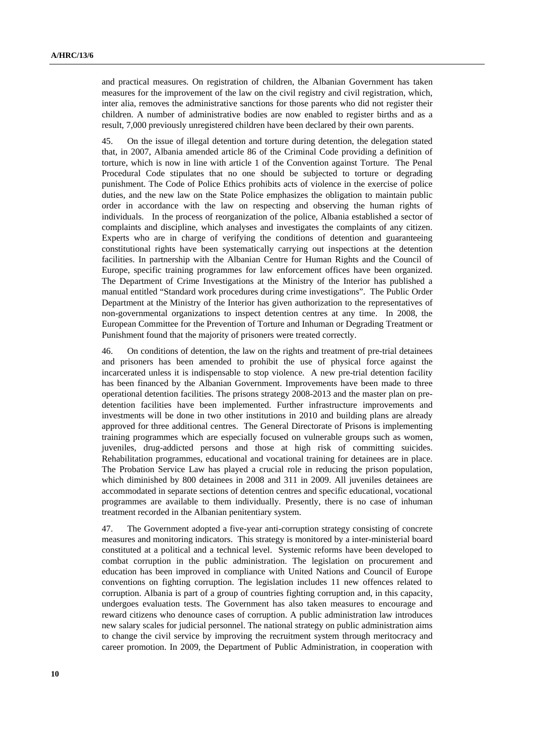and practical measures. On registration of children, the Albanian Government has taken measures for the improvement of the law on the civil registry and civil registration, which, inter alia, removes the administrative sanctions for those parents who did not register their children. A number of administrative bodies are now enabled to register births and as a result, 7,000 previously unregistered children have been declared by their own parents.

45. On the issue of illegal detention and torture during detention, the delegation stated that, in 2007, Albania amended article 86 of the Criminal Code providing a definition of torture, which is now in line with article 1 of the Convention against Torture. The Penal Procedural Code stipulates that no one should be subjected to torture or degrading punishment. The Code of Police Ethics prohibits acts of violence in the exercise of police duties, and the new law on the State Police emphasizes the obligation to maintain public order in accordance with the law on respecting and observing the human rights of individuals. In the process of reorganization of the police, Albania established a sector of complaints and discipline, which analyses and investigates the complaints of any citizen. Experts who are in charge of verifying the conditions of detention and guaranteeing constitutional rights have been systematically carrying out inspections at the detention facilities. In partnership with the Albanian Centre for Human Rights and the Council of Europe, specific training programmes for law enforcement offices have been organized. The Department of Crime Investigations at the Ministry of the Interior has published a manual entitled "Standard work procedures during crime investigations". The Public Order Department at the Ministry of the Interior has given authorization to the representatives of non-governmental organizations to inspect detention centres at any time. In 2008, the European Committee for the Prevention of Torture and Inhuman or Degrading Treatment or Punishment found that the majority of prisoners were treated correctly.

46. On conditions of detention, the law on the rights and treatment of pre-trial detainees and prisoners has been amended to prohibit the use of physical force against the incarcerated unless it is indispensable to stop violence. A new pre-trial detention facility has been financed by the Albanian Government. Improvements have been made to three operational detention facilities. The prisons strategy 2008-2013 and the master plan on pre-detention facilities have been implemented. Further infrastructure improvements and investments will be done in two other institutions in 2010 and building plans are already approved for three additional centres. The General Directorate of Prisons is implementing training programmes which are especially focused on vulnerable groups such as women, juveniles, drug-addicted persons and those at high risk of committing suicides. Rehabilitation programmes, educational and vocational training for detainees are in place. The Probation Service Law has played a crucial role in reducing the prison population, which diminished by 800 detainees in 2008 and 311 in 2009. All juveniles detainees are accommodated in separate sections of detention centres and specific educational, vocational programmes are available to them individually. Presently, there is no case of inhuman treatment recorded in the Albanian penitentiary system.

47. The Government adopted a five-year anti-corruption strategy consisting of concrete measures and monitoring indicators. This strategy is monitored by a inter-ministerial board constituted at a political and a technical level. Systemic reforms have been developed to combat corruption in the public administration. The legislation on procurement and education has been improved in compliance with United Nations and Council of Europe conventions on fighting corruption. The legislation includes 11 new offences related to corruption. Albania is part of a group of countries fighting corruption and, in this capacity, undergoes evaluation tests. The Government has also taken measures to encourage and reward citizens who denounce cases of corruption. A public administration law introduces new salary scales for judicial personnel. The national strategy on public administration aims to change the civil service by improving the recruitment system through meritocracy and career promotion. In 2009, the Department of Public Administration, in cooperation with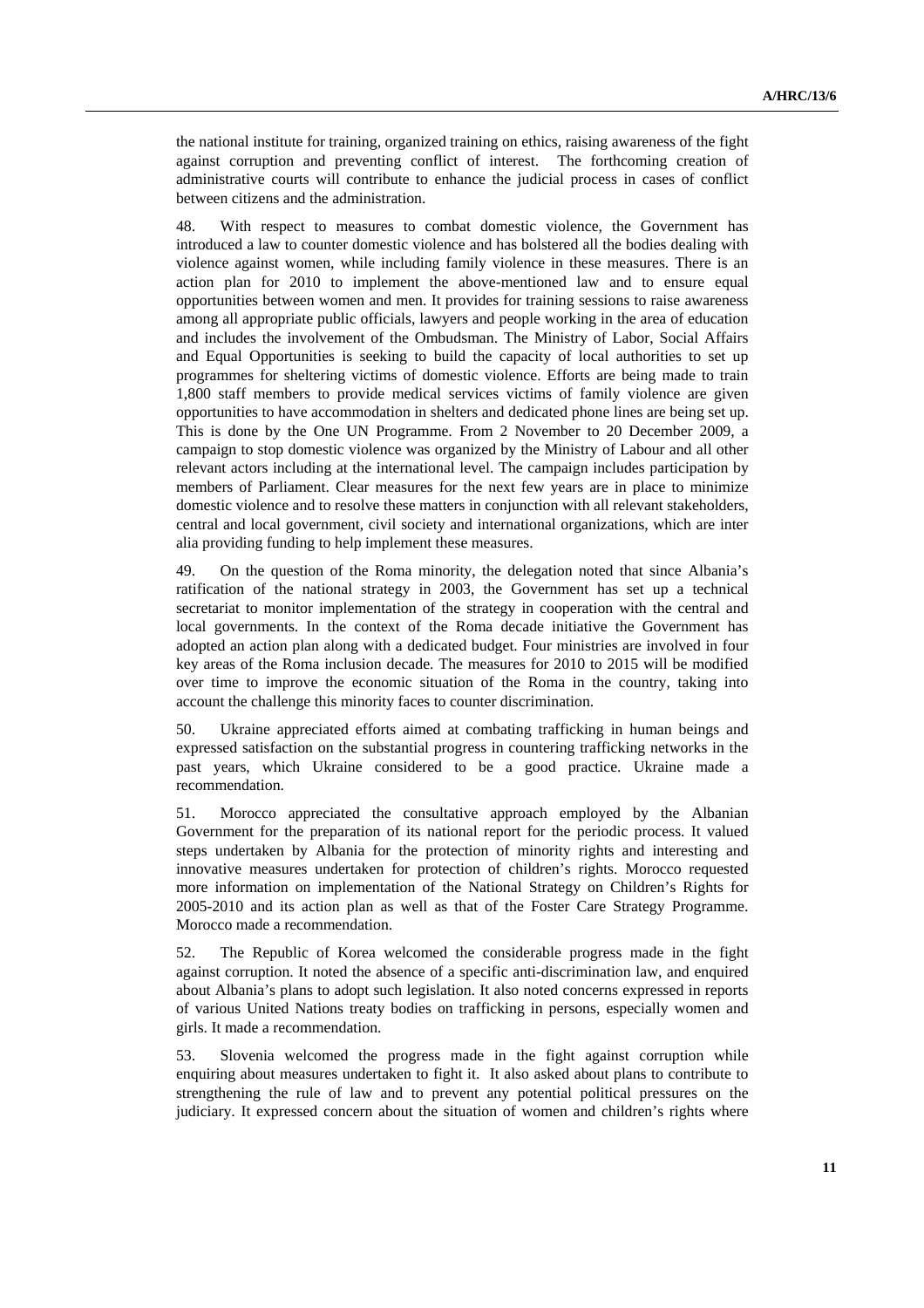the national institute for training, organized training on ethics, raising awareness of the fight against corruption and preventing conflict of interest. The forthcoming creation of administrative courts will contribute to enhance the judicial process in cases of conflict between citizens and the administration.

48. With respect to measures to combat domestic violence, the Government has introduced a law to counter domestic violence and has bolstered all the bodies dealing with violence against women, while including family violence in these measures. There is an action plan for 2010 to implement the above-mentioned law and to ensure equal opportunities between women and men. It provides for training sessions to raise awareness among all appropriate public officials, lawyers and people working in the area of education and includes the involvement of the Ombudsman. The Ministry of Labor, Social Affairs and Equal Opportunities is seeking to build the capacity of local authorities to set up programmes for sheltering victims of domestic violence. Efforts are being made to train 1,800 staff members to provide medical services victims of family violence are given opportunities to have accommodation in shelters and dedicated phone lines are being set up. This is done by the One UN Programme. From 2 November to 20 December 2009, a campaign to stop domestic violence was organized by the Ministry of Labour and all other relevant actors including at the international level. The campaign includes participation by members of Parliament. Clear measures for the next few years are in place to minimize domestic violence and to resolve these matters in conjunction with all relevant stakeholders, central and local government, civil society and international organizations, which are inter alia providing funding to help implement these measures.

49. On the question of the Roma minority, the delegation noted that since Albania's ratification of the national strategy in 2003, the Government has set up a technical secretariat to monitor implementation of the strategy in cooperation with the central and local governments. In the context of the Roma decade initiative the Government has adopted an action plan along with a dedicated budget. Four ministries are involved in four key areas of the Roma inclusion decade. The measures for 2010 to 2015 will be modified over time to improve the economic situation of the Roma in the country, taking into account the challenge this minority faces to counter discrimination.

50. Ukraine appreciated efforts aimed at combating trafficking in human beings and expressed satisfaction on the substantial progress in countering trafficking networks in the past years, which Ukraine considered to be a good practice. Ukraine made a recommendation.

51. Morocco appreciated the consultative approach employed by the Albanian Government for the preparation of its national report for the periodic process. It valued steps undertaken by Albania for the protection of minority rights and interesting and innovative measures undertaken for protection of children's rights. Morocco requested more information on implementation of the National Strategy on Children's Rights for 2005-2010 and its action plan as well as that of the Foster Care Strategy Programme. Morocco made a recommendation.

52. The Republic of Korea welcomed the considerable progress made in the fight against corruption. It noted the absence of a specific anti-discrimination law, and enquired about Albania's plans to adopt such legislation. It also noted concerns expressed in reports of various United Nations treaty bodies on trafficking in persons, especially women and girls. It made a recommendation.

53. Slovenia welcomed the progress made in the fight against corruption while enquiring about measures undertaken to fight it. It also asked about plans to contribute to strengthening the rule of law and to prevent any potential political pressures on the judiciary. It expressed concern about the situation of women and children's rights where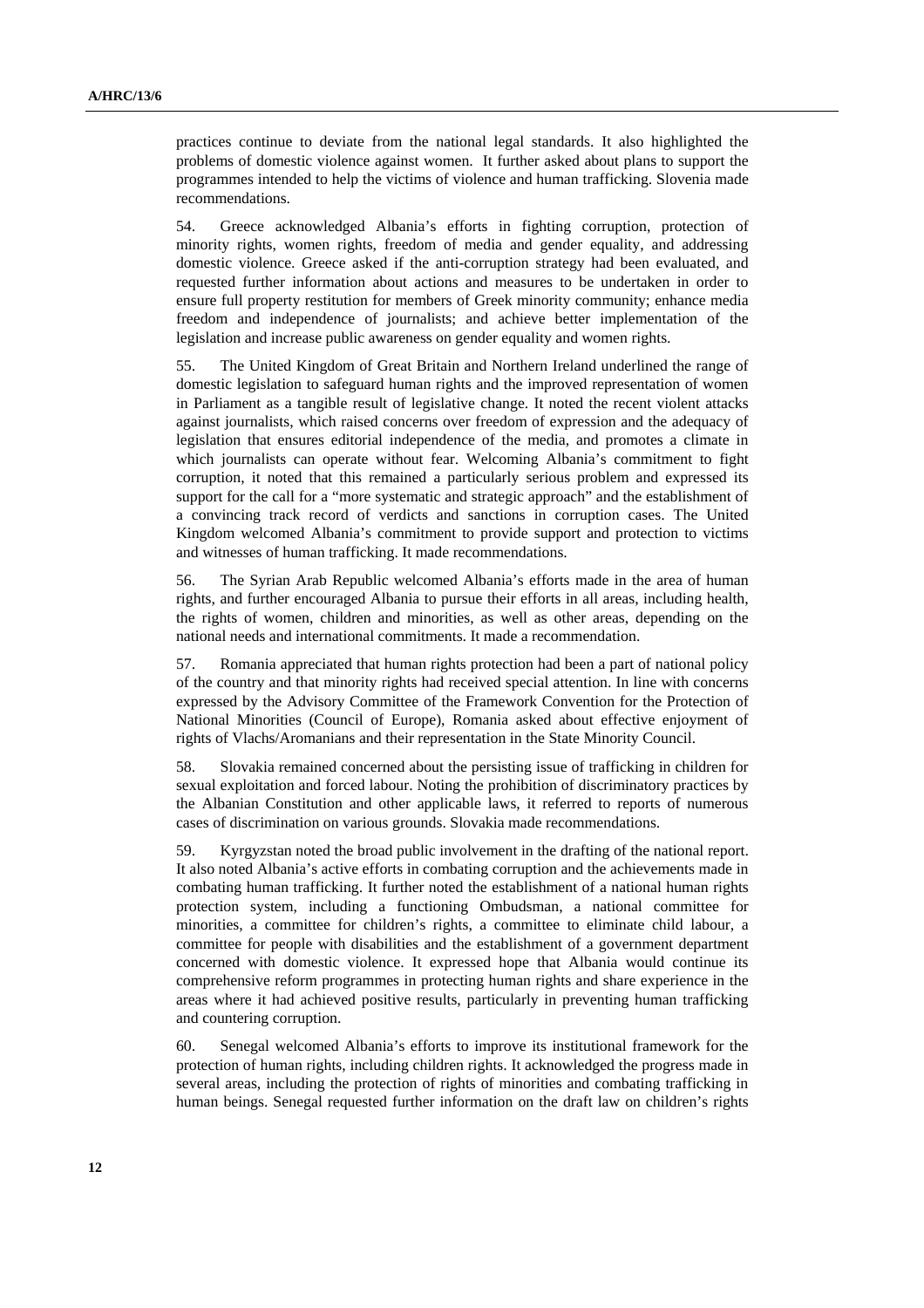practices continue to deviate from the national legal standards. It also highlighted the problems of domestic violence against women. It further asked about plans to support the programmes intended to help the victims of violence and human trafficking. Slovenia made recommendations.

54. Greece acknowledged Albania's efforts in fighting corruption, protection of minority rights, women rights, freedom of media and gender equality, and addressing domestic violence. Greece asked if the anti-corruption strategy had been evaluated, and requested further information about actions and measures to be undertaken in order to ensure full property restitution for members of Greek minority community; enhance media freedom and independence of journalists; and achieve better implementation of the legislation and increase public awareness on gender equality and women rights.

55. The United Kingdom of Great Britain and Northern Ireland underlined the range of domestic legislation to safeguard human rights and the improved representation of women in Parliament as a tangible result of legislative change. It noted the recent violent attacks against journalists, which raised concerns over freedom of expression and the adequacy of legislation that ensures editorial independence of the media, and promotes a climate in which journalists can operate without fear. Welcoming Albania's commitment to fight corruption, it noted that this remained a particularly serious problem and expressed its support for the call for a "more systematic and strategic approach" and the establishment of a convincing track record of verdicts and sanctions in corruption cases. The United Kingdom welcomed Albania's commitment to provide support and protection to victims and witnesses of human trafficking. It made recommendations.

56. The Syrian Arab Republic welcomed Albania's efforts made in the area of human rights, and further encouraged Albania to pursue their efforts in all areas, including health, the rights of women, children and minorities, as well as other areas, depending on the national needs and international commitments. It made a recommendation.

57. Romania appreciated that human rights protection had been a part of national policy of the country and that minority rights had received special attention. In line with concerns expressed by the Advisory Committee of the Framework Convention for the Protection of National Minorities (Council of Europe), Romania asked about effective enjoyment of rights of Vlachs/Aromanians and their representation in the State Minority Council.

58. Slovakia remained concerned about the persisting issue of trafficking in children for sexual exploitation and forced labour. Noting the prohibition of discriminatory practices by the Albanian Constitution and other applicable laws, it referred to reports of numerous cases of discrimination on various grounds. Slovakia made recommendations.

59. Kyrgyzstan noted the broad public involvement in the drafting of the national report. It also noted Albania's active efforts in combating corruption and the achievements made in combating human trafficking. It further noted the establishment of a national human rights protection system, including a functioning Ombudsman, a national committee for minorities, a committee for children's rights, a committee to eliminate child labour, a committee for people with disabilities and the establishment of a government department concerned with domestic violence. It expressed hope that Albania would continue its comprehensive reform programmes in protecting human rights and share experience in the areas where it had achieved positive results, particularly in preventing human trafficking and countering corruption.

60. Senegal welcomed Albania's efforts to improve its institutional framework for the protection of human rights, including children rights. It acknowledged the progress made in several areas, including the protection of rights of minorities and combating trafficking in human beings. Senegal requested further information on the draft law on children's rights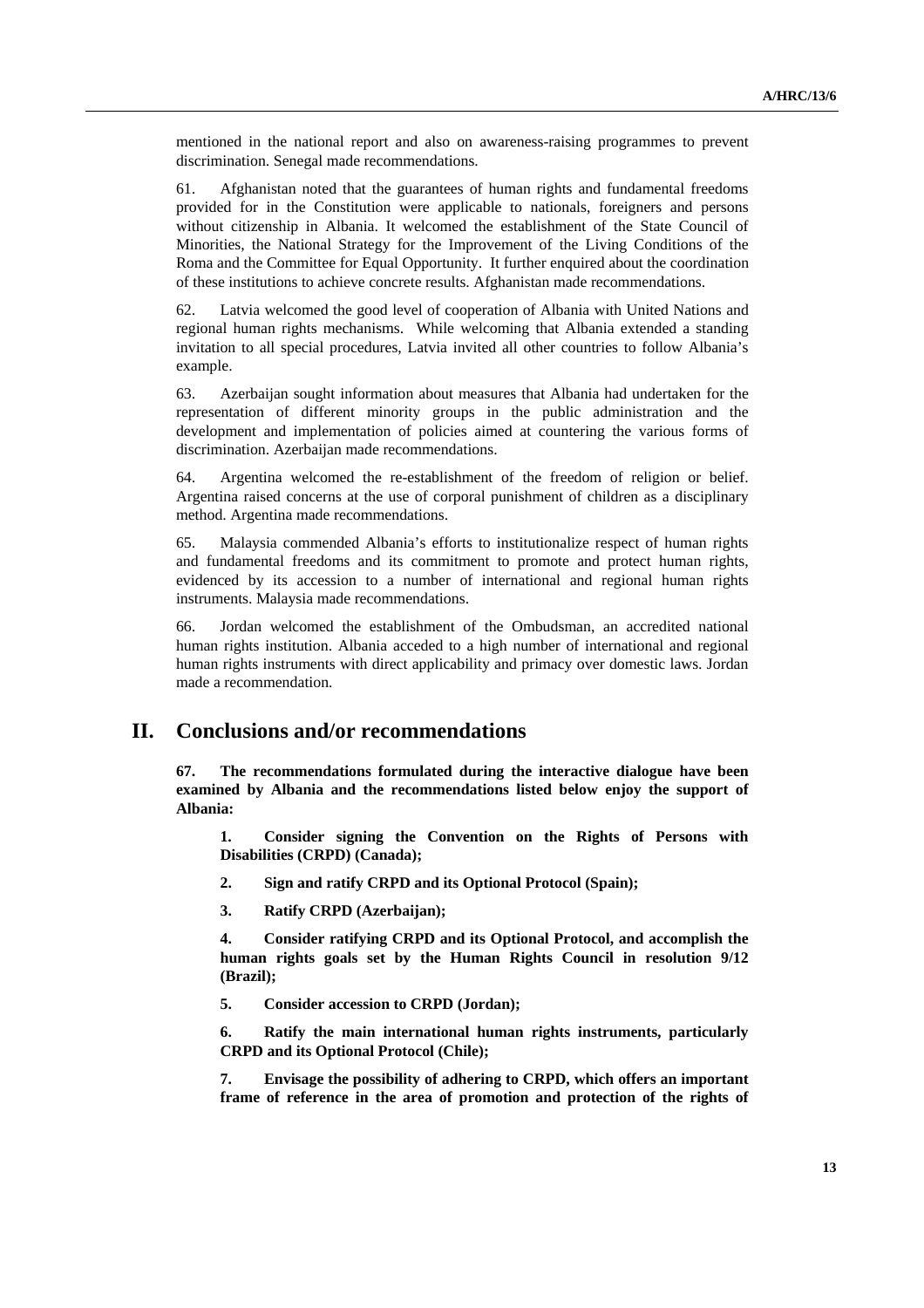mentioned in the national report and also on awareness-raising programmes to prevent discrimination. Senegal made recommendations.

61. Afghanistan noted that the guarantees of human rights and fundamental freedoms provided for in the Constitution were applicable to nationals, foreigners and persons without citizenship in Albania. It welcomed the establishment of the State Council of Minorities, the National Strategy for the Improvement of the Living Conditions of the Roma and the Committee for Equal Opportunity. It further enquired about the coordination of these institutions to achieve concrete results. Afghanistan made recommendations.

62. Latvia welcomed the good level of cooperation of Albania with United Nations and regional human rights mechanisms. While welcoming that Albania extended a standing invitation to all special procedures, Latvia invited all other countries to follow Albania's example.

63. Azerbaijan sought information about measures that Albania had undertaken for the representation of different minority groups in the public administration and the development and implementation of policies aimed at countering the various forms of discrimination. Azerbaijan made recommendations.

64. Argentina welcomed the re-establishment of the freedom of religion or belief. Argentina raised concerns at the use of corporal punishment of children as a disciplinary method. Argentina made recommendations.

65. Malaysia commended Albania's efforts to institutionalize respect of human rights and fundamental freedoms and its commitment to promote and protect human rights, evidenced by its accession to a number of international and regional human rights instruments. Malaysia made recommendations.

66. Jordan welcomed the establishment of the Ombudsman, an accredited national human rights institution. Albania acceded to a high number of international and regional human rights instruments with direct applicability and primacy over domestic laws. Jordan made a recommendation.

## II. Conclusions and/or recommendations

**67. The recommendations formulated during the interactive dialogue have been examined by Albania and the recommendations listed below enjoy the support of Albania:**

**1. Consider signing the Convention on the Rights of Persons with Disabilities (CRPD) (Canada);**

**2. Sign and ratify CRPD and its Optional Protocol (Spain);**

**3. Ratify CRPD (Azerbaijan);**

**4. Consider ratifying CRPD and its Optional Protocol, and accomplish the human rights goals set by the Human Rights Council in resolution 9/12 (Brazil);**

**5. Consider accession to CRPD (Jordan);**

**6. Ratify the main international human rights instruments, particularly CRPD and its Optional Protocol (Chile);**

**7. Envisage the possibility of adhering to CRPD, which offers an important frame of reference in the area of promotion and protection of the rights of**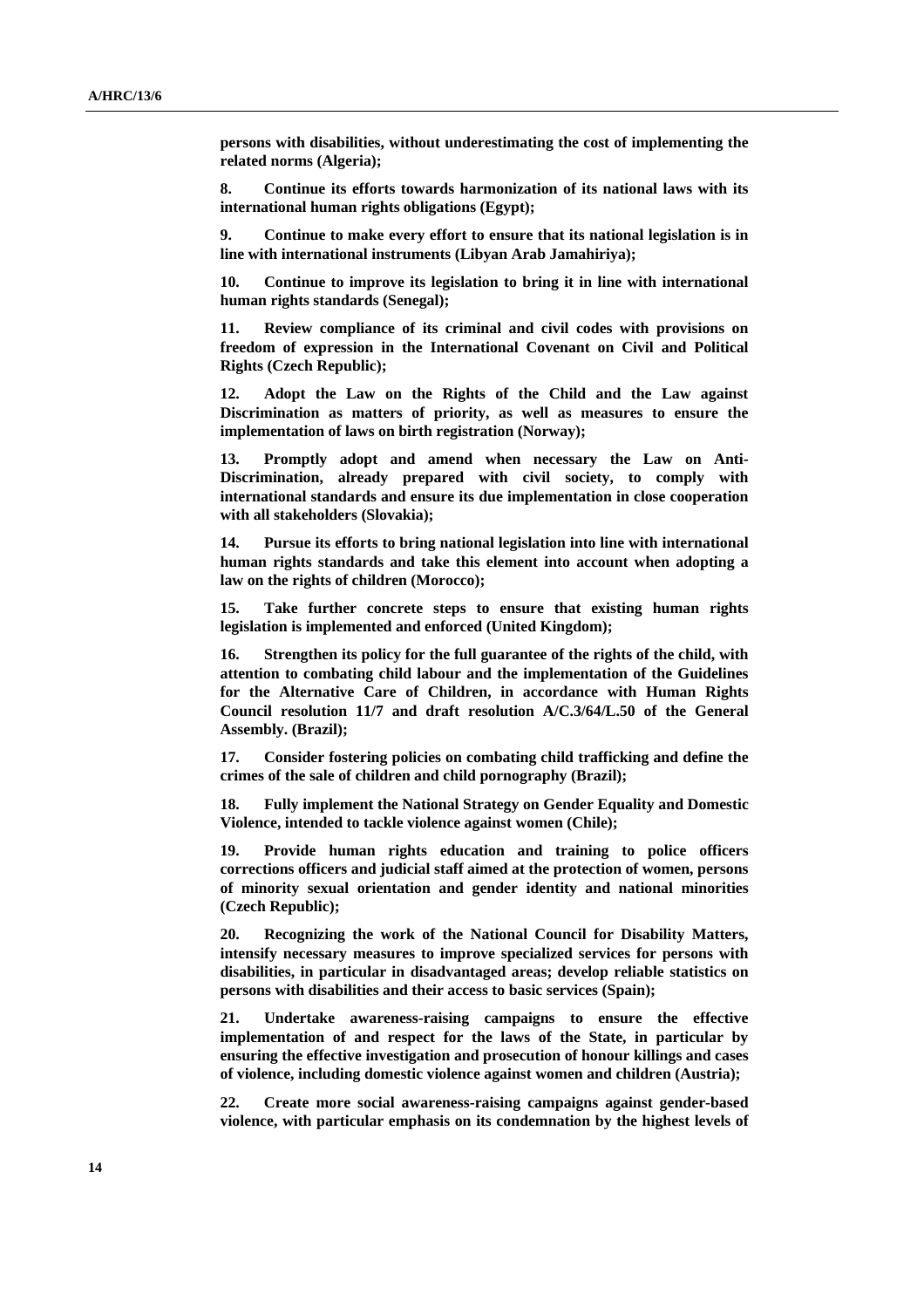**persons with disabilities, without underestimating the cost of implementing the related norms (Algeria);**

**8. Continue its efforts towards harmonization of its national laws with its international human rights obligations (Egypt);**

**9. Continue to make every effort to ensure that its national legislation is in line with international instruments (Libyan Arab Jamahiriya);**

**10. Continue to improve its legislation to bring it in line with international human rights standards (Senegal);**

**11. Review compliance of its criminal and civil codes with provisions on freedom of expression in the International Covenant on Civil and Political Rights (Czech Republic);**

**12. Adopt the Law on the Rights of the Child and the Law against Discrimination as matters of priority, as well as measures to ensure the implementation of laws on birth registration (Norway);**

**13. Promptly adopt and amend when necessary the Law on Anti-Discrimination, already prepared with civil society, to comply with international standards and ensure its due implementation in close cooperation with all stakeholders (Slovakia);**

**14. Pursue its efforts to bring national legislation into line with international human rights standards and take this element into account when adopting a law on the rights of children (Morocco);**

**15. Take further concrete steps to ensure that existing human rights legislation is implemented and enforced (United Kingdom);**

**16. Strengthen its policy for the full guarantee of the rights of the child, with attention to combating child labour and the implementation of the Guidelines for the Alternative Care of Children, in accordance with Human Rights Council resolution 11/7 and draft resolution A/C.3/64/L.50 of the General Assembly. (Brazil);**

**17. Consider fostering policies on combating child trafficking and define the crimes of the sale of children and child pornography (Brazil);**

**18. Fully implement the National Strategy on Gender Equality and Domestic Violence, intended to tackle violence against women (Chile);**

**19. Provide human rights education and training to police officers corrections officers and judicial staff aimed at the protection of women, persons of minority sexual orientation and gender identity and national minorities (Czech Republic);**

**20. Recognizing the work of the National Council for Disability Matters, intensify necessary measures to improve specialized services for persons with disabilities, in particular in disadvantaged areas; develop reliable statistics on persons with disabilities and their access to basic services (Spain);**

**21. Undertake awareness-raising campaigns to ensure the effective implementation of and respect for the laws of the State, in particular by ensuring the effective investigation and prosecution of honour killings and cases of violence, including domestic violence against women and children (Austria);**

**22. Create more social awareness-raising campaigns against gender-based violence, with particular emphasis on its condemnation by the highest levels of**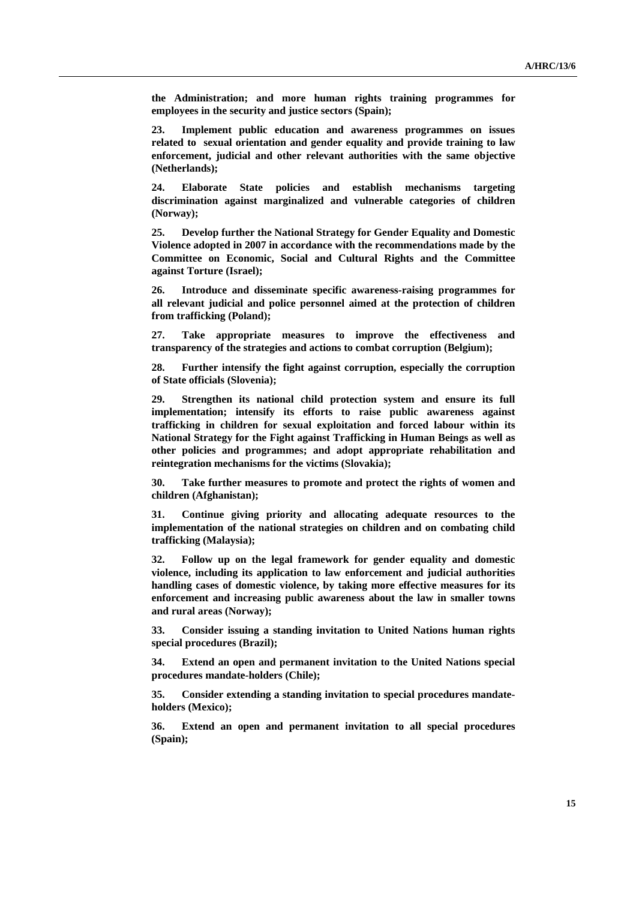**the Administration; and more human rights training programmes for employees in the security and justice sectors (Spain);**

**23. Implement public education and awareness programmes on issues related to sexual orientation and gender equality and provide training to law enforcement, judicial and other relevant authorities with the same objective (Netherlands);**

**24. Elaborate State policies and establish mechanisms targeting discrimination against marginalized and vulnerable categories of children (Norway);**

**25. Develop further the National Strategy for Gender Equality and Domestic Violence adopted in 2007 in accordance with the recommendations made by the Committee on Economic, Social and Cultural Rights and the Committee against Torture (Israel);**

**26. Introduce and disseminate specific awareness-raising programmes for all relevant judicial and police personnel aimed at the protection of children from trafficking (Poland);**

**27. Take appropriate measures to improve the effectiveness and transparency of the strategies and actions to combat corruption (Belgium);**

**28. Further intensify the fight against corruption, especially the corruption of State officials (Slovenia);**

**29. Strengthen its national child protection system and ensure its full implementation; intensify its efforts to raise public awareness against trafficking in children for sexual exploitation and forced labour within its National Strategy for the Fight against Trafficking in Human Beings as well as other policies and programmes; and adopt appropriate rehabilitation and reintegration mechanisms for the victims (Slovakia);**

**30. Take further measures to promote and protect the rights of women and children (Afghanistan);**

**31. Continue giving priority and allocating adequate resources to the implementation of the national strategies on children and on combating child trafficking (Malaysia);**

**32. Follow up on the legal framework for gender equality and domestic violence, including its application to law enforcement and judicial authorities handling cases of domestic violence, by taking more effective measures for its enforcement and increasing public awareness about the law in smaller towns and rural areas (Norway);**

**33. Consider issuing a standing invitation to United Nations human rights special procedures (Brazil);**

**34. Extend an open and permanent invitation to the United Nations special procedures mandate-holders (Chile);**

**35. Consider extending a standing invitation to special procedures mandate-holders (Mexico);**

**36. Extend an open and permanent invitation to all special procedures (Spain);**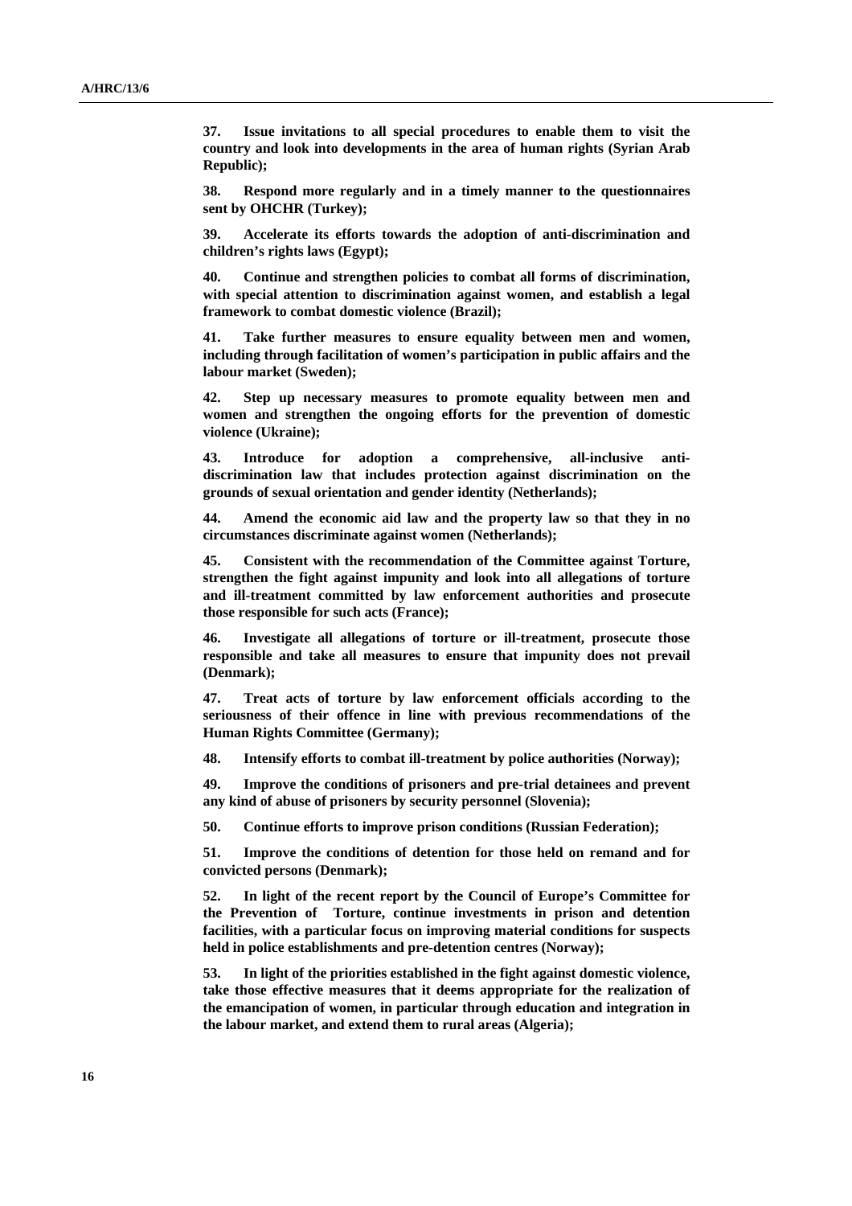**37. Issue invitations to all special procedures to enable them to visit the country and look into developments in the area of human rights (Syrian Arab Republic);**

**38. Respond more regularly and in a timely manner to the questionnaires sent by OHCHR (Turkey);**

**39. Accelerate its efforts towards the adoption of anti-discrimination and children's rights laws (Egypt);**

**40. Continue and strengthen policies to combat all forms of discrimination, with special attention to discrimination against women, and establish a legal framework to combat domestic violence (Brazil);**

**41. Take further measures to ensure equality between men and women, including through facilitation of women's participation in public affairs and the labour market (Sweden);**

**42. Step up necessary measures to promote equality between men and women and strengthen the ongoing efforts for the prevention of domestic violence (Ukraine);**

**43. Introduce for adoption a comprehensive, all-inclusive anti-discrimination law that includes protection against discrimination on the grounds of sexual orientation and gender identity (Netherlands);**

**44. Amend the economic aid law and the property law so that they in no circumstances discriminate against women (Netherlands);**

**45. Consistent with the recommendation of the Committee against Torture, strengthen the fight against impunity and look into all allegations of torture and ill-treatment committed by law enforcement authorities and prosecute those responsible for such acts (France);**

**46. Investigate all allegations of torture or ill-treatment, prosecute those responsible and take all measures to ensure that impunity does not prevail (Denmark);**

**47. Treat acts of torture by law enforcement officials according to the seriousness of their offence in line with previous recommendations of the Human Rights Committee (Germany);**

**48. Intensify efforts to combat ill-treatment by police authorities (Norway);**

**49. Improve the conditions of prisoners and pre-trial detainees and prevent any kind of abuse of prisoners by security personnel (Slovenia);**

**50. Continue efforts to improve prison conditions (Russian Federation);**

**51. Improve the conditions of detention for those held on remand and for convicted persons (Denmark);**

**52. In light of the recent report by the Council of Europe's Committee for the Prevention of Torture, continue investments in prison and detention facilities, with a particular focus on improving material conditions for suspects held in police establishments and pre-detention centres (Norway);**

**53. In light of the priorities established in the fight against domestic violence, take those effective measures that it deems appropriate for the realization of the emancipation of women, in particular through education and integration in the labour market, and extend them to rural areas (Algeria);**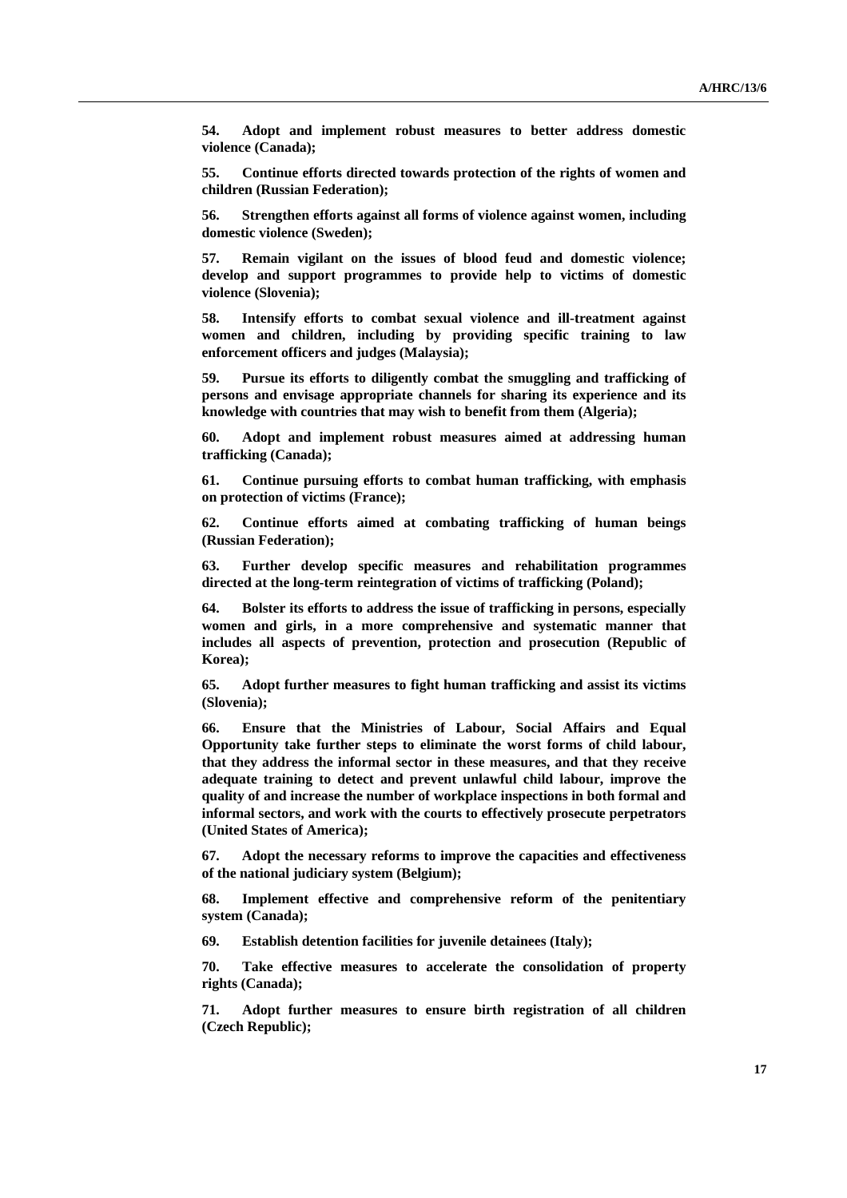**54. Adopt and implement robust measures to better address domestic violence (Canada);**

**55. Continue efforts directed towards protection of the rights of women and children (Russian Federation);**

**56. Strengthen efforts against all forms of violence against women, including domestic violence (Sweden);**

**57. Remain vigilant on the issues of blood feud and domestic violence; develop and support programmes to provide help to victims of domestic violence (Slovenia);**

**58. Intensify efforts to combat sexual violence and ill-treatment against women and children, including by providing specific training to law enforcement officers and judges (Malaysia);**

**59. Pursue its efforts to diligently combat the smuggling and trafficking of persons and envisage appropriate channels for sharing its experience and its knowledge with countries that may wish to benefit from them (Algeria);**

**60. Adopt and implement robust measures aimed at addressing human trafficking (Canada);**

**61. Continue pursuing efforts to combat human trafficking, with emphasis on protection of victims (France);**

**62. Continue efforts aimed at combating trafficking of human beings (Russian Federation);**

**63. Further develop specific measures and rehabilitation programmes directed at the long-term reintegration of victims of trafficking (Poland);**

**64. Bolster its efforts to address the issue of trafficking in persons, especially women and girls, in a more comprehensive and systematic manner that includes all aspects of prevention, protection and prosecution (Republic of Korea);**

**65. Adopt further measures to fight human trafficking and assist its victims (Slovenia);**

**66. Ensure that the Ministries of Labour, Social Affairs and Equal Opportunity take further steps to eliminate the worst forms of child labour, that they address the informal sector in these measures, and that they receive adequate training to detect and prevent unlawful child labour, improve the quality of and increase the number of workplace inspections in both formal and informal sectors, and work with the courts to effectively prosecute perpetrators (United States of America);**

**67. Adopt the necessary reforms to improve the capacities and effectiveness of the national judiciary system (Belgium);**

**68. Implement effective and comprehensive reform of the penitentiary system (Canada);**

**69. Establish detention facilities for juvenile detainees (Italy);**

**70. Take effective measures to accelerate the consolidation of property rights (Canada);**

**71. Adopt further measures to ensure birth registration of all children (Czech Republic);**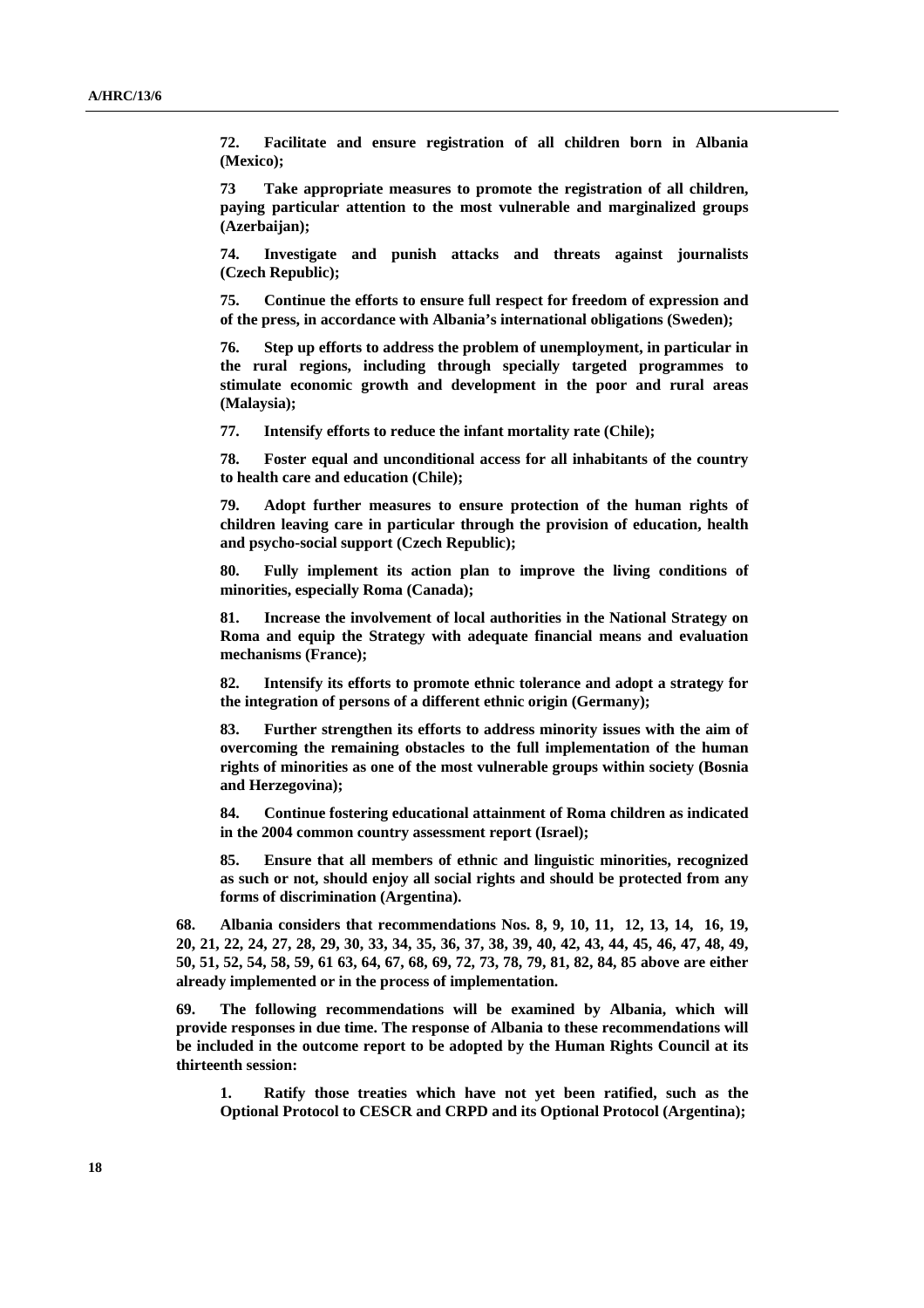**72. Facilitate and ensure registration of all children born in Albania (Mexico);**

**73 Take appropriate measures to promote the registration of all children, paying particular attention to the most vulnerable and marginalized groups (Azerbaijan);**

**74. Investigate and punish attacks and threats against journalists (Czech Republic);**

**75. Continue the efforts to ensure full respect for freedom of expression and of the press, in accordance with Albania's international obligations (Sweden);**

**76. Step up efforts to address the problem of unemployment, in particular in the rural regions, including through specially targeted programmes to stimulate economic growth and development in the poor and rural areas (Malaysia);**

**77. Intensify efforts to reduce the infant mortality rate (Chile);**

**78. Foster equal and unconditional access for all inhabitants of the country to health care and education (Chile);**

**79. Adopt further measures to ensure protection of the human rights of children leaving care in particular through the provision of education, health and psycho-social support (Czech Republic);**

**80. Fully implement its action plan to improve the living conditions of minorities, especially Roma (Canada);**

**81. Increase the involvement of local authorities in the National Strategy on Roma and equip the Strategy with adequate financial means and evaluation mechanisms (France);**

**82. Intensify its efforts to promote ethnic tolerance and adopt a strategy for the integration of persons of a different ethnic origin (Germany);**

**83. Further strengthen its efforts to address minority issues with the aim of overcoming the remaining obstacles to the full implementation of the human rights of minorities as one of the most vulnerable groups within society (Bosnia and Herzegovina);**

**84. Continue fostering educational attainment of Roma children as indicated in the 2004 common country assessment report (Israel);**

**85. Ensure that all members of ethnic and linguistic minorities, recognized as such or not, should enjoy all social rights and should be protected from any forms of discrimination (Argentina).**

**68. Albania considers that recommendations Nos. 8, 9, 10, 11, 12, 13, 14, 16, 19, 20, 21, 22, 24, 27, 28, 29, 30, 33, 34, 35, 36, 37, 38, 39, 40, 42, 43, 44, 45, 46, 47, 48, 49, 50, 51, 52, 54, 58, 59, 61 63, 64, 67, 68, 69, 72, 73, 78, 79, 81, 82, 84, 85 above are either already implemented or in the process of implementation.**

**69. The following recommendations will be examined by Albania, which will provide responses in due time. The response of Albania to these recommendations will be included in the outcome report to be adopted by the Human Rights Council at its thirteenth session:**

**1. Ratify those treaties which have not yet been ratified, such as the Optional Protocol to CESCR and CRPD and its Optional Protocol (Argentina);**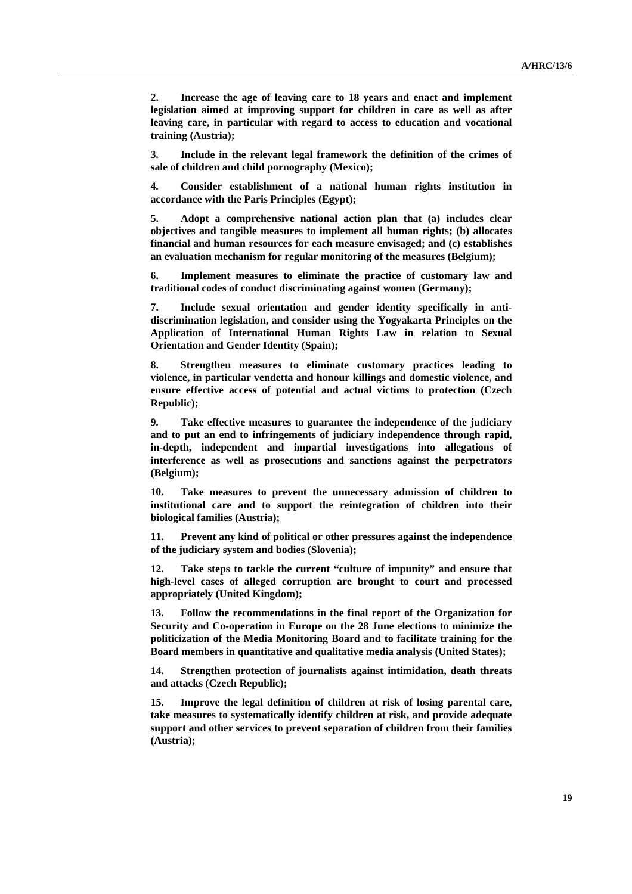**2. Increase the age of leaving care to 18 years and enact and implement legislation aimed at improving support for children in care as well as after leaving care, in particular with regard to access to education and vocational training (Austria);**

**3. Include in the relevant legal framework the definition of the crimes of sale of children and child pornography (Mexico);**

**4. Consider establishment of a national human rights institution in accordance with the Paris Principles (Egypt);**

**5. Adopt a comprehensive national action plan that (a) includes clear objectives and tangible measures to implement all human rights; (b) allocates financial and human resources for each measure envisaged; and (c) establishes an evaluation mechanism for regular monitoring of the measures (Belgium);**

**6. Implement measures to eliminate the practice of customary law and traditional codes of conduct discriminating against women (Germany);**

**7. Include sexual orientation and gender identity specifically in anti-discrimination legislation, and consider using the Yogyakarta Principles on the Application of International Human Rights Law in relation to Sexual Orientation and Gender Identity (Spain);**

**8. Strengthen measures to eliminate customary practices leading to violence, in particular vendetta and honour killings and domestic violence, and ensure effective access of potential and actual victims to protection (Czech Republic);**

**9. Take effective measures to guarantee the independence of the judiciary and to put an end to infringements of judiciary independence through rapid, in-depth, independent and impartial investigations into allegations of interference as well as prosecutions and sanctions against the perpetrators (Belgium);**

**10. Take measures to prevent the unnecessary admission of children to institutional care and to support the reintegration of children into their biological families (Austria);**

**11. Prevent any kind of political or other pressures against the independence of the judiciary system and bodies (Slovenia);**

**12. Take steps to tackle the current "culture of impunity" and ensure that high-level cases of alleged corruption are brought to court and processed appropriately (United Kingdom);**

**13. Follow the recommendations in the final report of the Organization for Security and Co-operation in Europe on the 28 June elections to minimize the politicization of the Media Monitoring Board and to facilitate training for the Board members in quantitative and qualitative media analysis (United States);**

**14. Strengthen protection of journalists against intimidation, death threats and attacks (Czech Republic);**

**15. Improve the legal definition of children at risk of losing parental care, take measures to systematically identify children at risk, and provide adequate support and other services to prevent separation of children from their families (Austria);**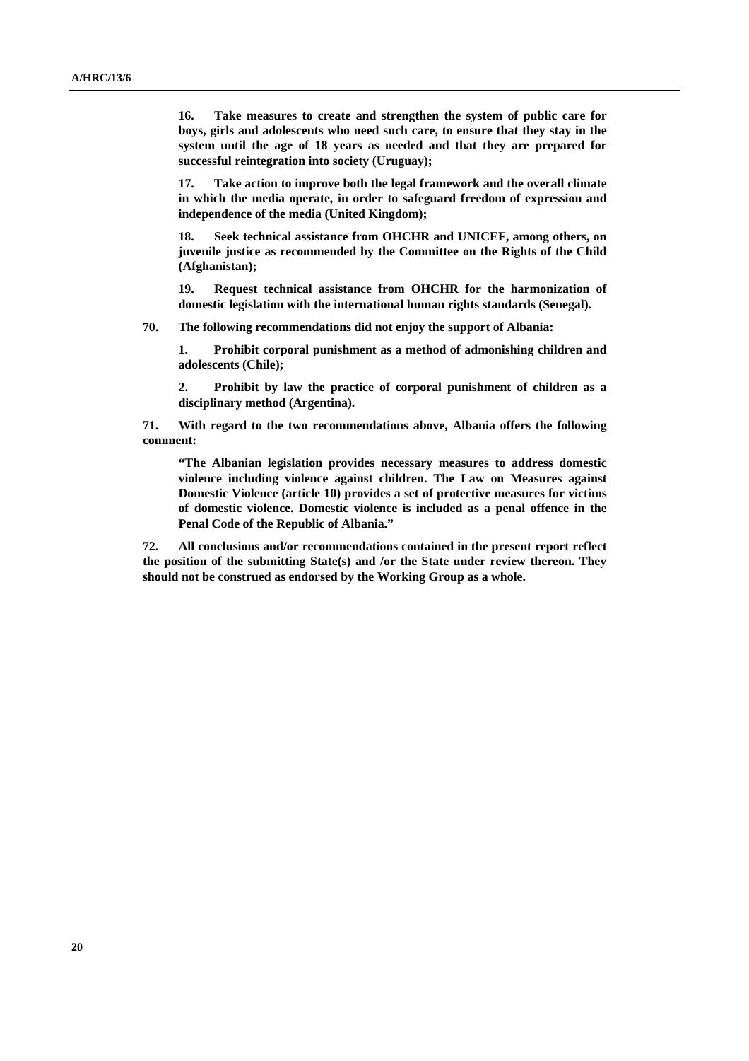**16. Take measures to create and strengthen the system of public care for boys, girls and adolescents who need such care, to ensure that they stay in the system until the age of 18 years as needed and that they are prepared for successful reintegration into society (Uruguay);**

**17. Take action to improve both the legal framework and the overall climate in which the media operate, in order to safeguard freedom of expression and independence of the media (United Kingdom);**

**18. Seek technical assistance from OHCHR and UNICEF, among others, on juvenile justice as recommended by the Committee on the Rights of the Child (Afghanistan);**

**19. Request technical assistance from OHCHR for the harmonization of domestic legislation with the international human rights standards (Senegal).**

**70. The following recommendations did not enjoy the support of Albania:**

**1. Prohibit corporal punishment as a method of admonishing children and adolescents (Chile);**

**2. Prohibit by law the practice of corporal punishment of children as a disciplinary method (Argentina).**

**71. With regard to the two recommendations above, Albania offers the following comment:**

**"The Albanian legislation provides necessary measures to address domestic violence including violence against children. The Law on Measures against Domestic Violence (article 10) provides a set of protective measures for victims of domestic violence. Domestic violence is included as a penal offence in the Penal Code of the Republic of Albania."**

**72. All conclusions and/or recommendations contained in the present report reflect the position of the submitting State(s) and /or the State under review thereon. They should not be construed as endorsed by the Working Group as a whole.**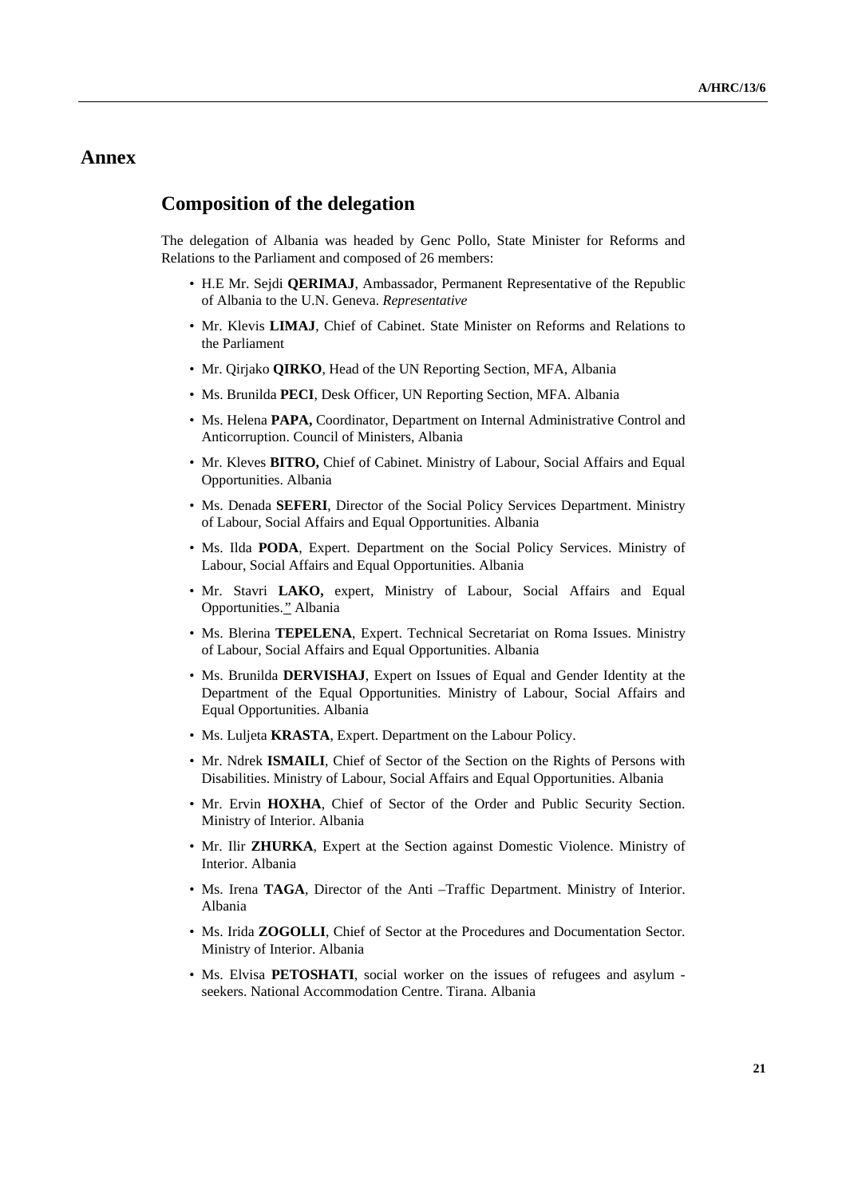# Annex

## Composition of the delegation

The delegation of Albania was headed by Genc Pollo, State Minister for Reforms and Relations to the Parliament and composed of 26 members:

- H.E Mr. Sejdi **QERIMAJ**, Ambassador, Permanent Representative of the Republic of Albania to the U.N. Geneva. *Representative*
- Mr. Klevis **LIMAJ**, Chief of Cabinet. State Minister on Reforms and Relations to the Parliament
- Mr. Qirjako **QIRKO**, Head of the UN Reporting Section, MFA, Albania
- Ms. Brunilda **PECI**, Desk Officer, UN Reporting Section, MFA. Albania
- Ms. Helena **PAPA,** Coordinator, Department on Internal Administrative Control and Anticorruption. Council of Ministers, Albania
- Mr. Kleves **BITRO,** Chief of Cabinet. Ministry of Labour, Social Affairs and Equal Opportunities. Albania
- Ms. Denada **SEFERI**, Director of the Social Policy Services Department. Ministry of Labour, Social Affairs and Equal Opportunities. Albania
- Ms. Ilda **PODA**, Expert. Department on the Social Policy Services. Ministry of Labour, Social Affairs and Equal Opportunities. Albania
- Mr. Stavri **LAKO,** expert, Ministry of Labour, Social Affairs and Equal Opportunities." Albania
- Ms. Blerina **TEPELENA**, Expert. Technical Secretariat on Roma Issues. Ministry of Labour, Social Affairs and Equal Opportunities. Albania
- Ms. Brunilda **DERVISHAJ**, Expert on Issues of Equal and Gender Identity at the Department of the Equal Opportunities. Ministry of Labour, Social Affairs and Equal Opportunities. Albania
- Ms. Luljeta **KRASTA**, Expert. Department on the Labour Policy.
- Mr. Ndrek **ISMAILI**, Chief of Sector of the Section on the Rights of Persons with Disabilities. Ministry of Labour, Social Affairs and Equal Opportunities. Albania
- Mr. Ervin **HOXHA**, Chief of Sector of the Order and Public Security Section. Ministry of Interior. Albania
- Mr. Ilir **ZHURKA**, Expert at the Section against Domestic Violence. Ministry of Interior. Albania
- Ms. Irena **TAGA**, Director of the Anti –Traffic Department. Ministry of Interior. Albania
- Ms. Irida **ZOGOLLI**, Chief of Sector at the Procedures and Documentation Sector. Ministry of Interior. Albania
- Ms. Elvisa **PETOSHATI**, social worker on the issues of refugees and asylum - seekers. National Accommodation Centre. Tirana. Albania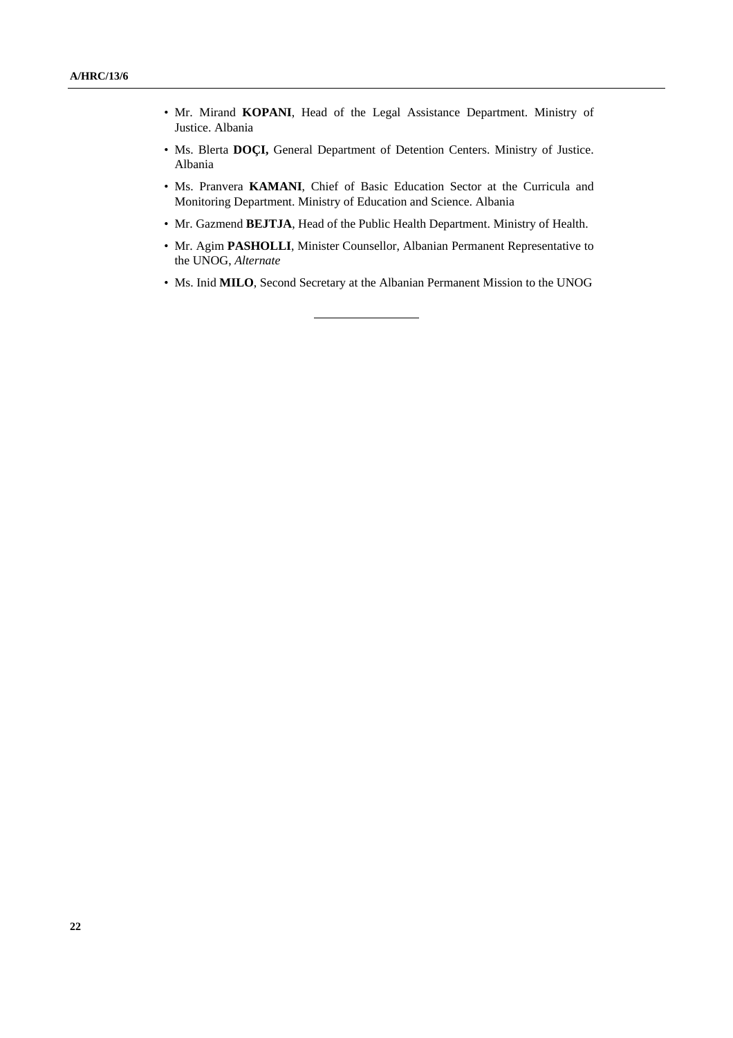- Mr. Mirand **KOPANI**, Head of the Legal Assistance Department. Ministry of Justice. Albania
- Ms. Blerta **DOÇI,** General Department of Detention Centers. Ministry of Justice. Albania
- Ms. Pranvera **KAMANI**, Chief of Basic Education Sector at the Curricula and Monitoring Department. Ministry of Education and Science. Albania
- Mr. Gazmend **BEJTJA**, Head of the Public Health Department. Ministry of Health.
- Mr. Agim **PASHOLLI**, Minister Counsellor, Albanian Permanent Representative to the UNOG, *Alternate*
- Ms. Inid **MILO**, Second Secretary at the Albanian Permanent Mission to the UNOG